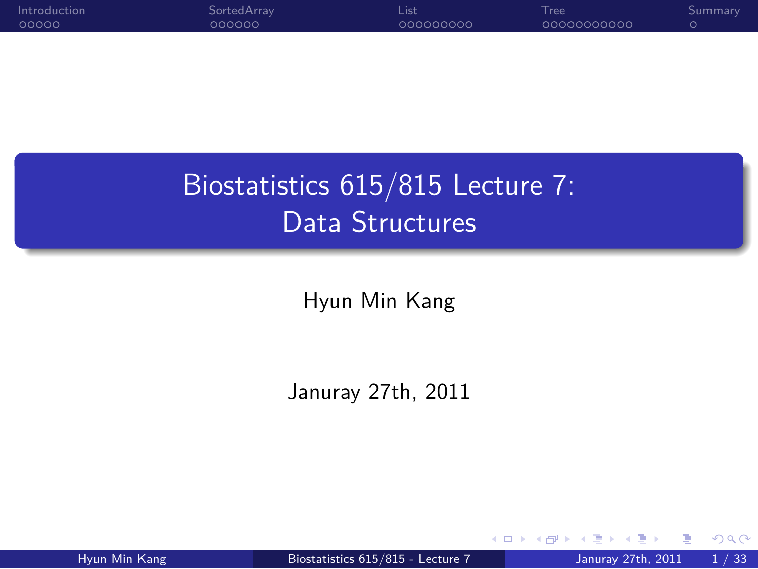# Biostatistics 615/815 Lecture 7: Data Structures

Hyun Min Kang

Januray 27th, 2011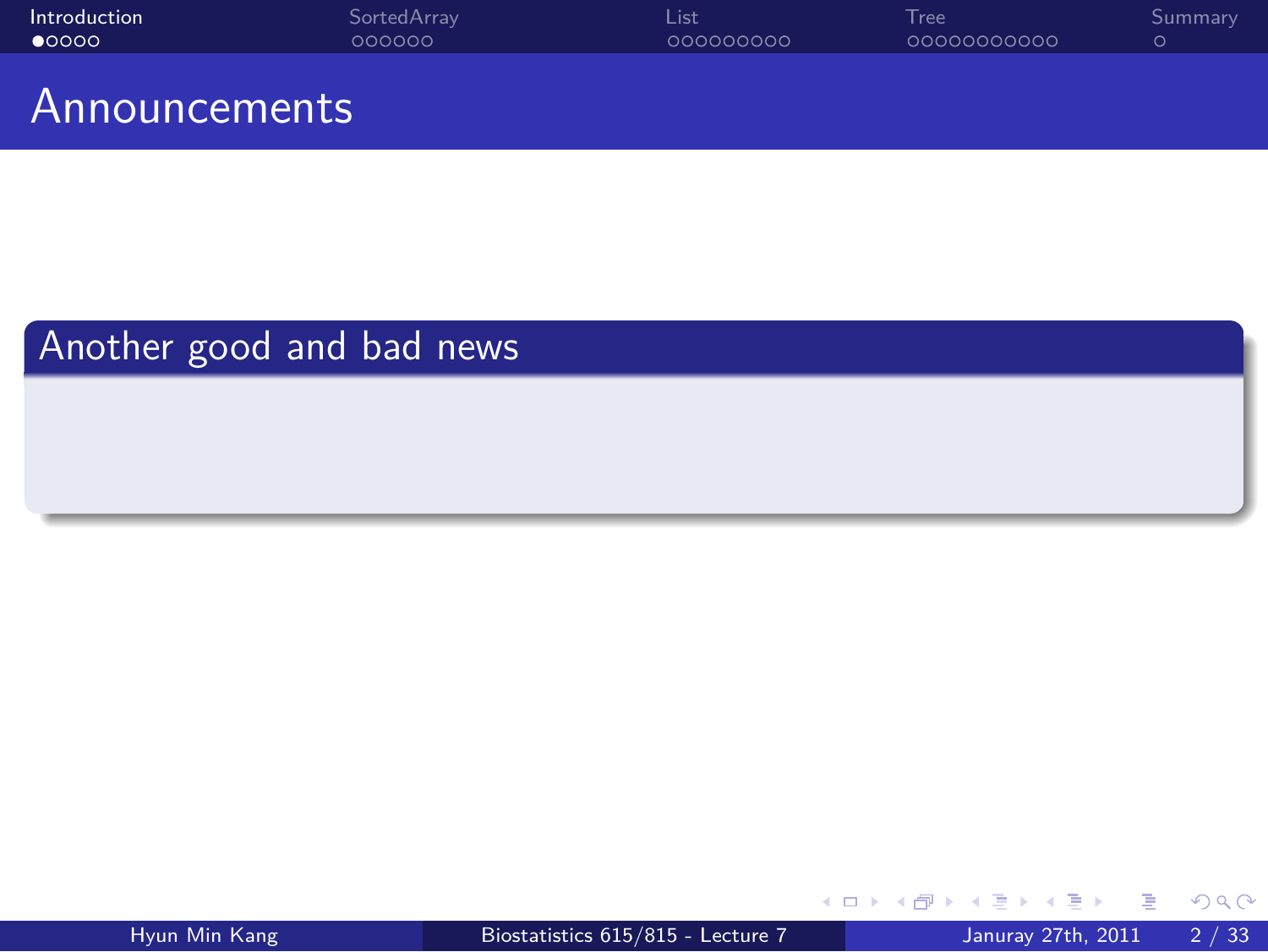# Announcements

## Another good and bad news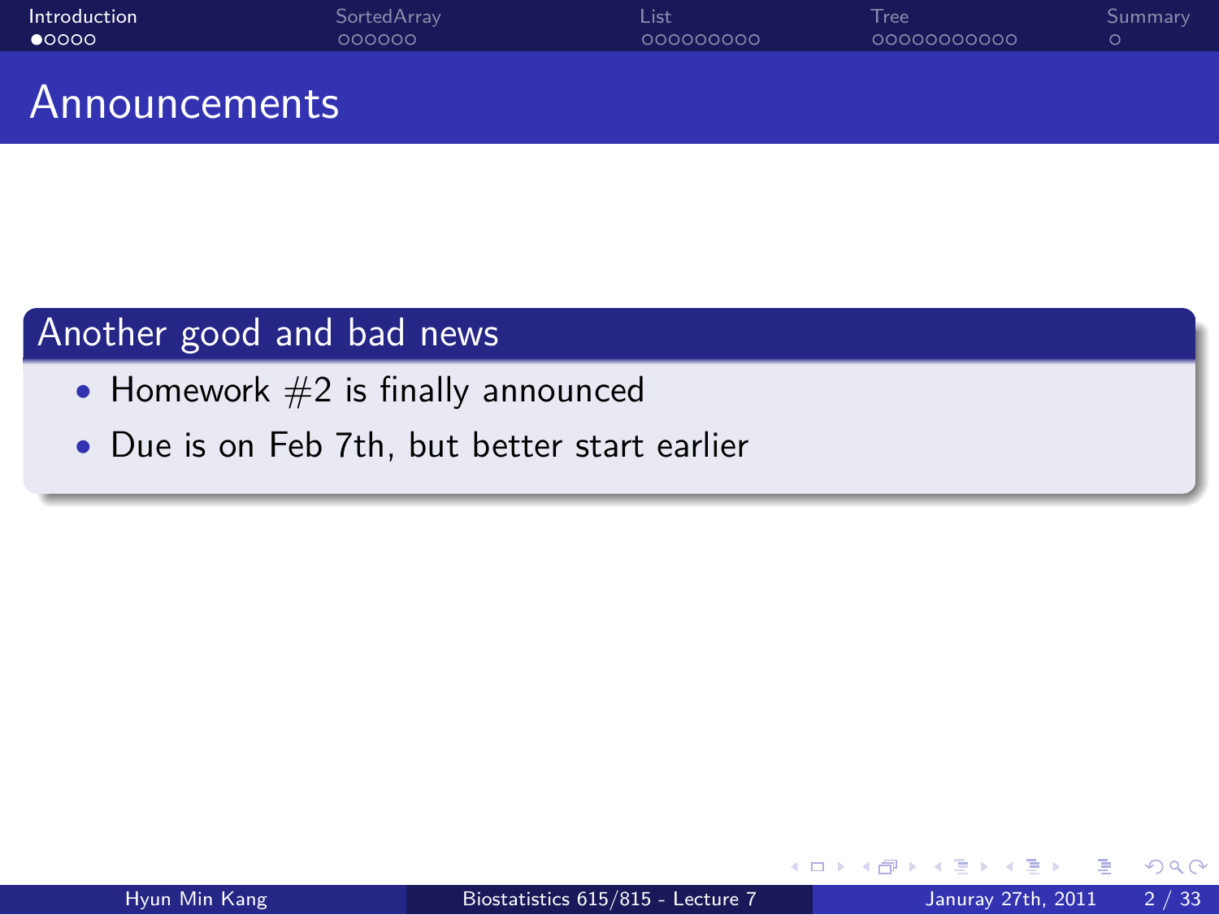# Announcements

## Another good and bad news

- Homework #2 is finally announced
- Due is on Feb 7th, but better start earlier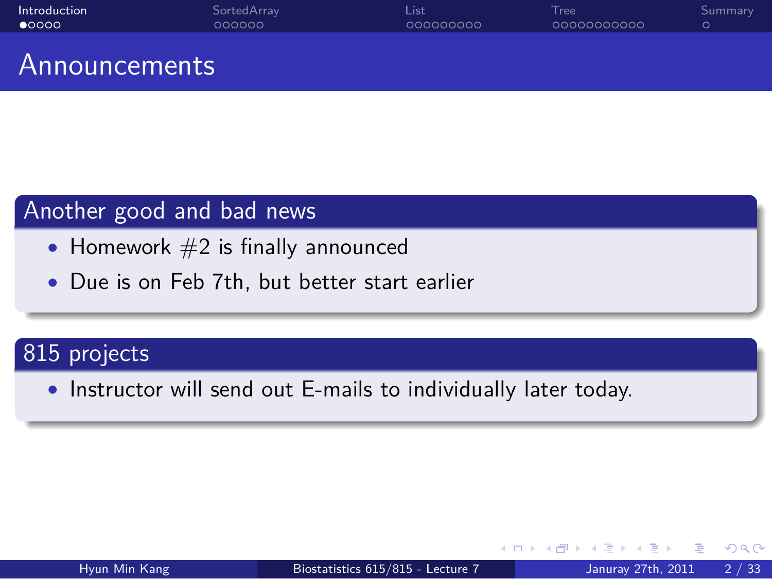# Announcements

## Another good and bad news

- Homework #2 is finally announced
- Due is on Feb 7th, but better start earlier

## 815 projects

- Instructor will send out E-mails to individually later today.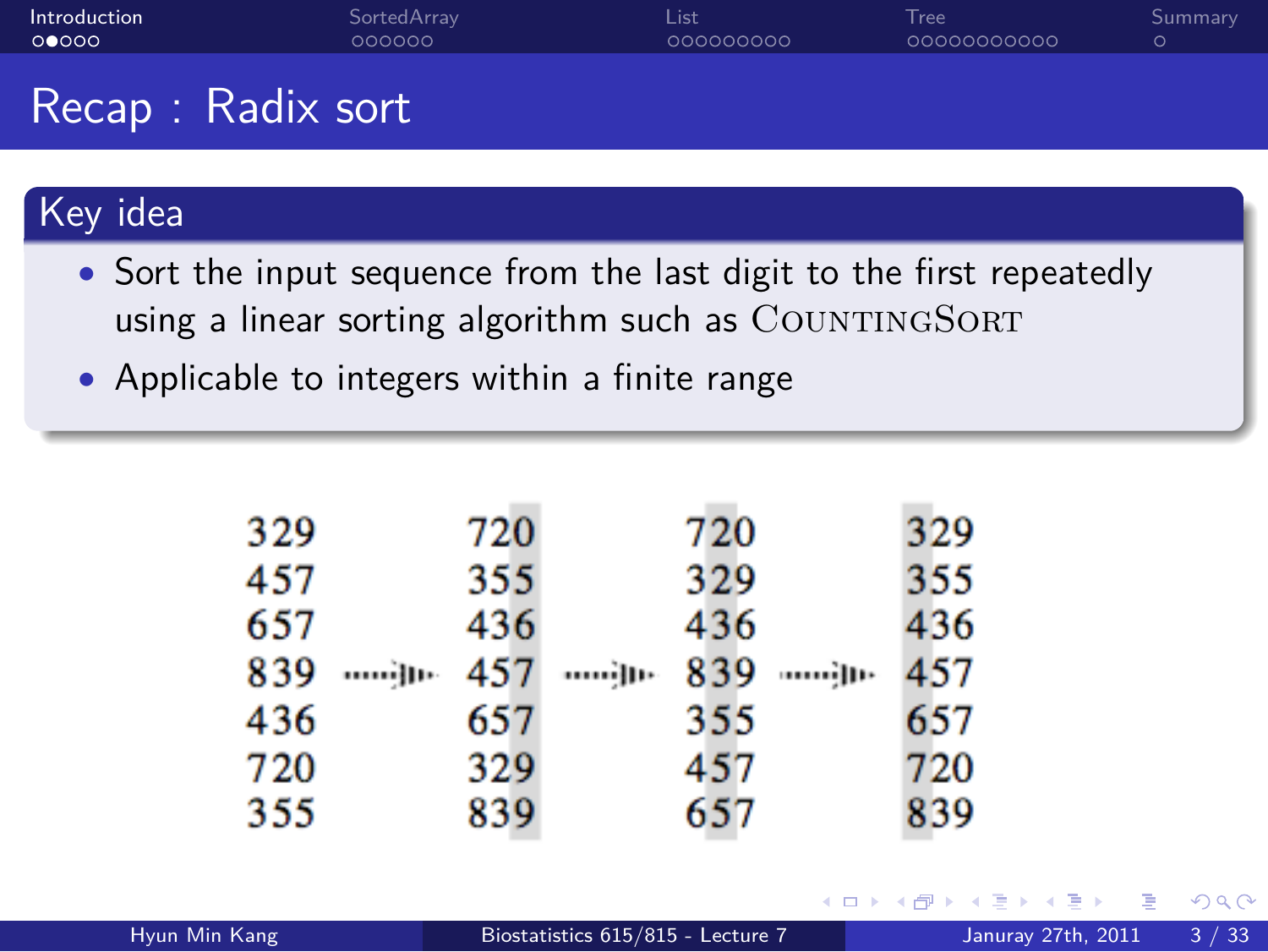# Recap : Radix sort

## Key idea

- Sort the input sequence from the last digit to the first repeatedly using a linear sorting algorithm such as CountingSort
- Applicable to integers within a finite range

| | | | | | | |
|---|---|---|---|---|---|---|
| 329 | | 720 | | 720 | | 329 |
| 457 | | 355 | | 329 | | 355 |
| 657 | | 436 | | 436 | | 436 |
| 839 | → | 457 | → | 839 | → | 457 |
| 436 | | 657 | | 355 | | 657 |
| 720 | | 329 | | 457 | | 720 |
| 355 | | 839 | | 657 | | 839 |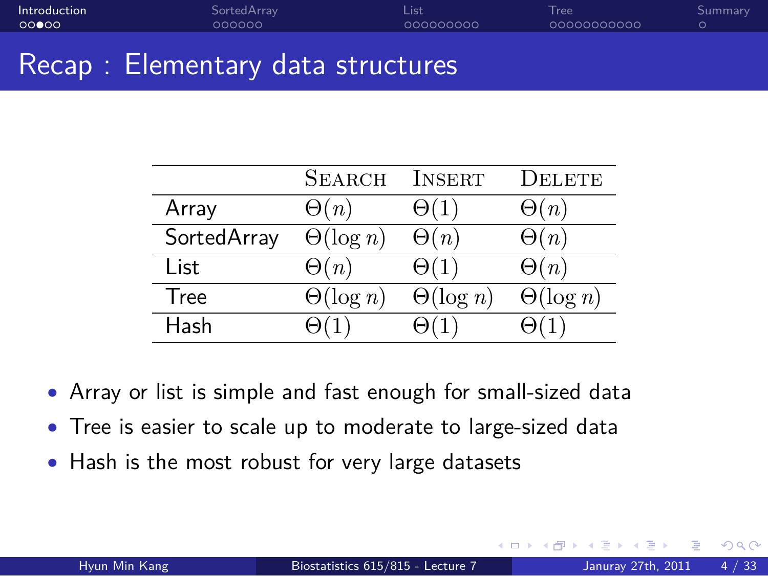## Recap : Elementary data structures

| | SEARCH | INSERT | DELETE |
|---|---|---|---|
| Array | $\Theta(n)$ | $\Theta(1)$ | $\Theta(n)$ |
| SortedArray | $\Theta(\log n)$ | $\Theta(n)$ | $\Theta(n)$ |
| List | $\Theta(n)$ | $\Theta(1)$ | $\Theta(n)$ |
| Tree | $\Theta(\log n)$ | $\Theta(\log n)$ | $\Theta(\log n)$ |
| Hash | $\Theta(1)$ | $\Theta(1)$ | $\Theta(1)$ |

- Array or list is simple and fast enough for small-sized data
- Tree is easier to scale up to moderate to large-sized data
- Hash is the most robust for very large datasets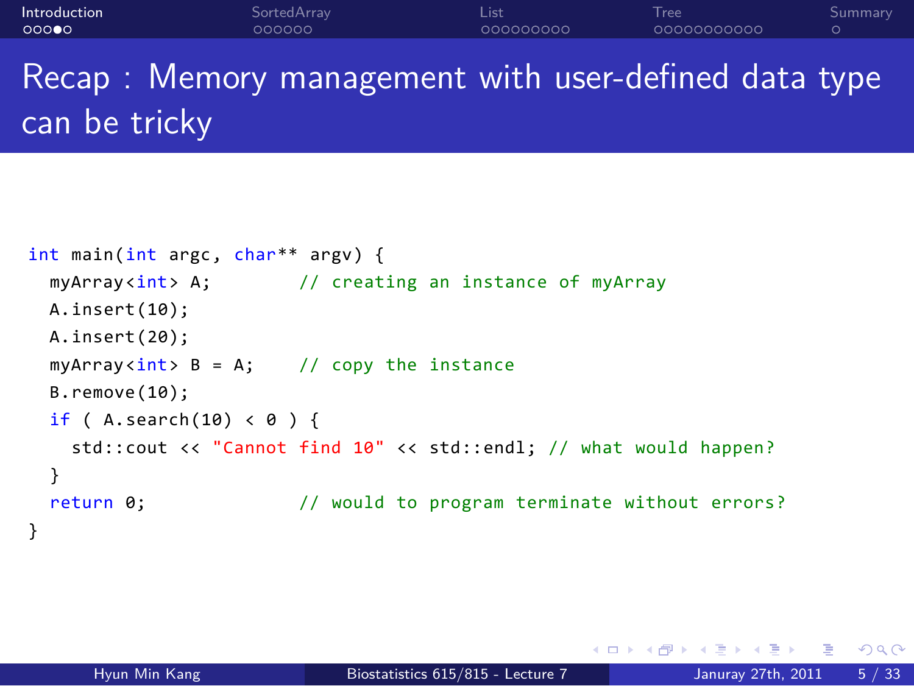# Recap : Memory management with user-defined data type can be tricky

```cpp
int main(int argc, char** argv) {
  myArray<int> A;       // creating an instance of myArray
  A.insert(10);
  A.insert(20);
  myArray<int> B = A;   // copy the instance
  B.remove(10);
  if ( A.search(10) < 0 ) {
    std::cout << "Cannot find 10" << std::endl; // what would happen?
  }
  return 0;             // would to program terminate without errors?
}
```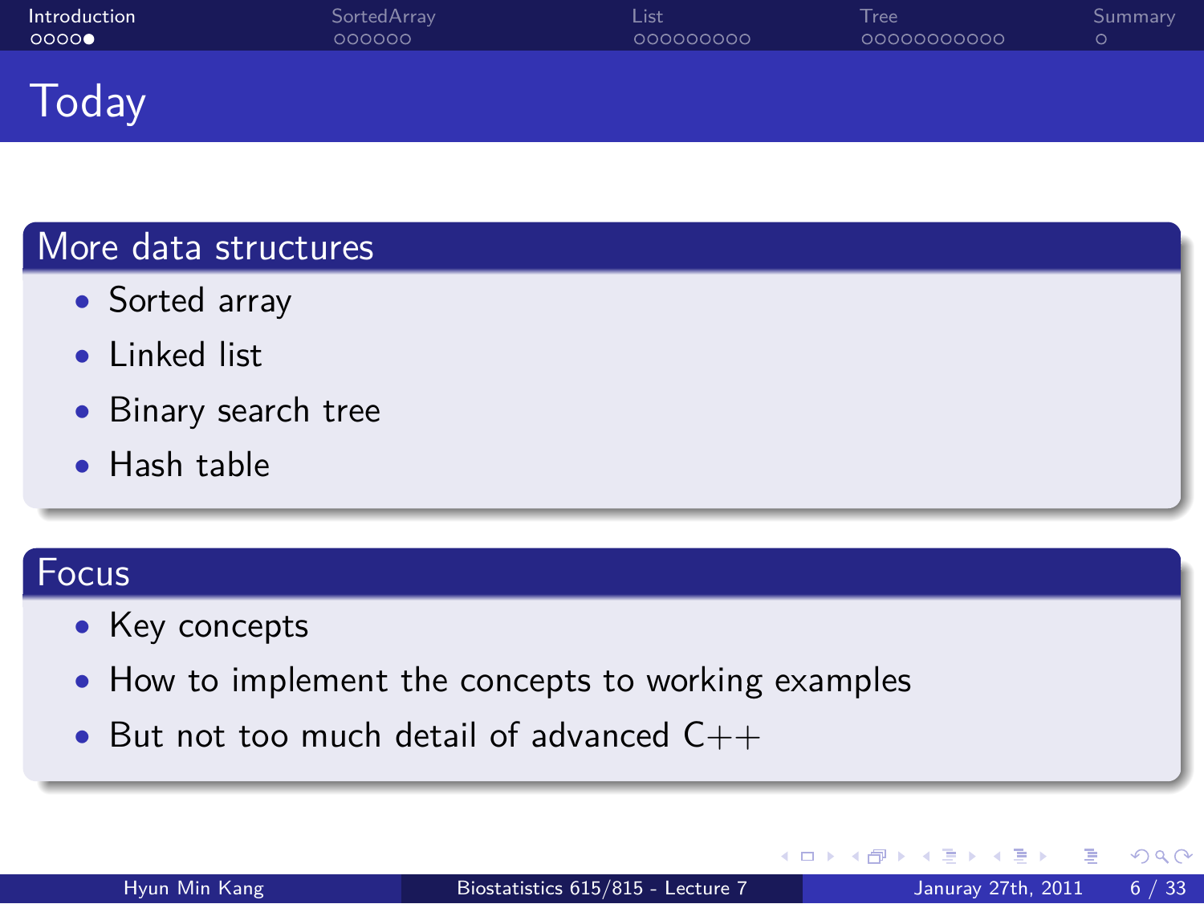# Today

## More data structures

- Sorted array
- Linked list
- Binary search tree
- Hash table

## Focus

- Key concepts
- How to implement the concepts to working examples
- But not too much detail of advanced C++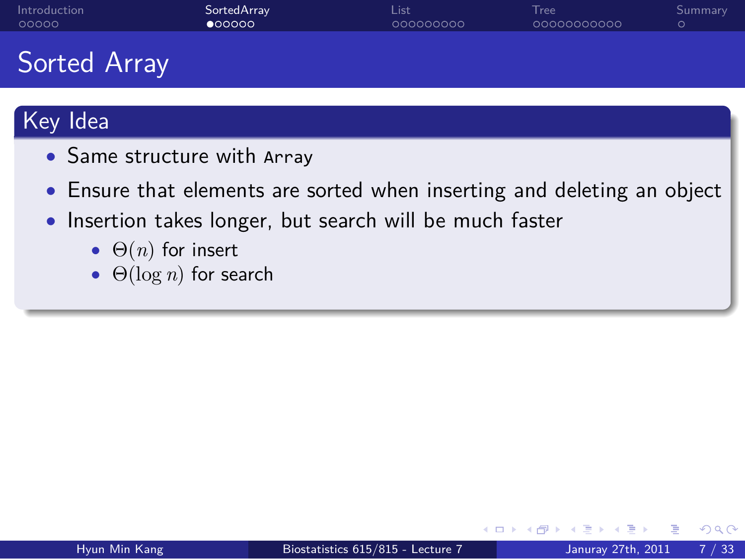# Sorted Array

## Key Idea

- Same structure with `Array`
- Ensure that elements are sorted when inserting and deleting an object
- Insertion takes longer, but search will be much faster
    - $\Theta(n)$ for insert
    - $\Theta(\log n)$ for search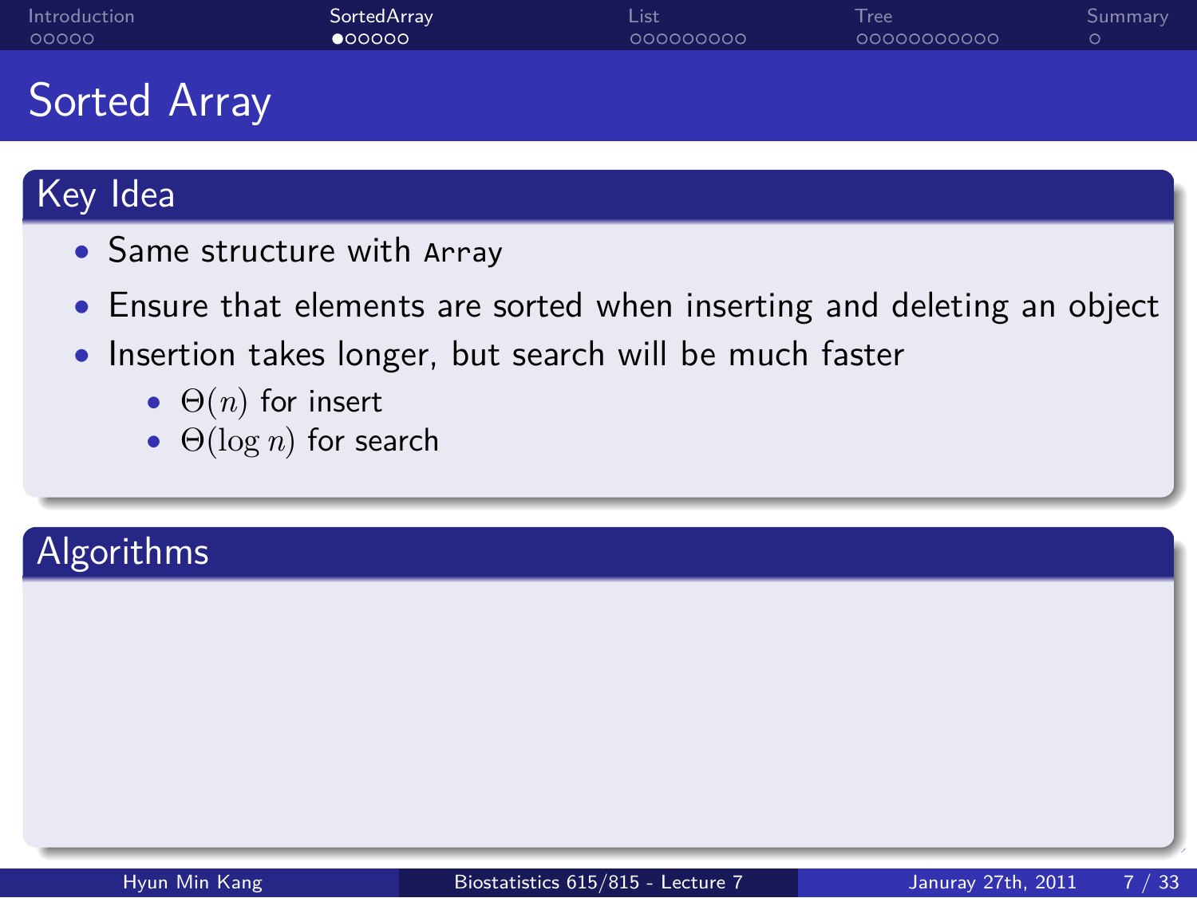# Sorted Array

## Key Idea

- Same structure with `Array`
- Ensure that elements are sorted when inserting and deleting an object
- Insertion takes longer, but search will be much faster
  - $\Theta(n)$ for insert
  - $\Theta(\log n)$ for search

## Algorithms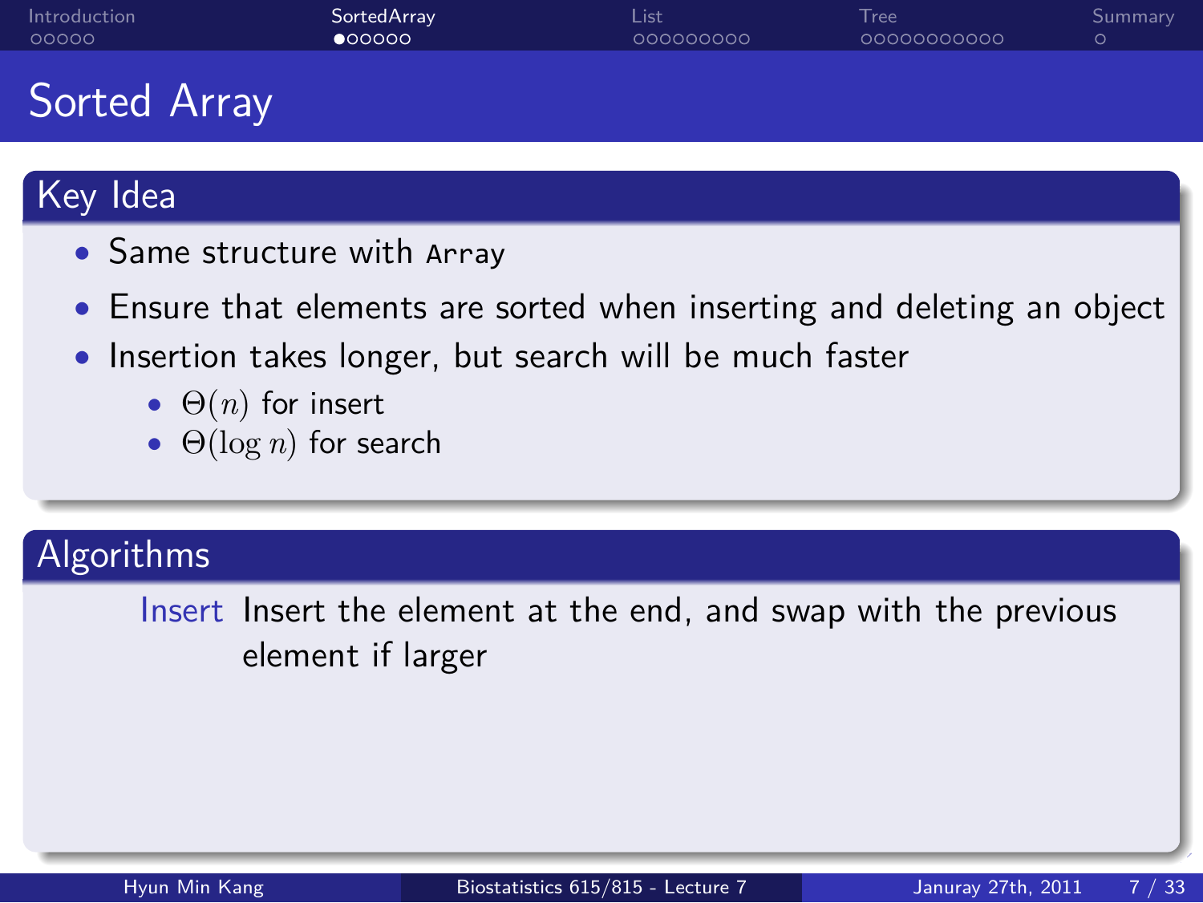# Sorted Array

## Key Idea

- Same structure with `Array`
- Ensure that elements are sorted when inserting and deleting an object
- Insertion takes longer, but search will be much faster
  - $\Theta(n)$ for insert
  - $\Theta(\log n)$ for search

## Algorithms

**Insert** Insert the element at the end, and swap with the previous element if larger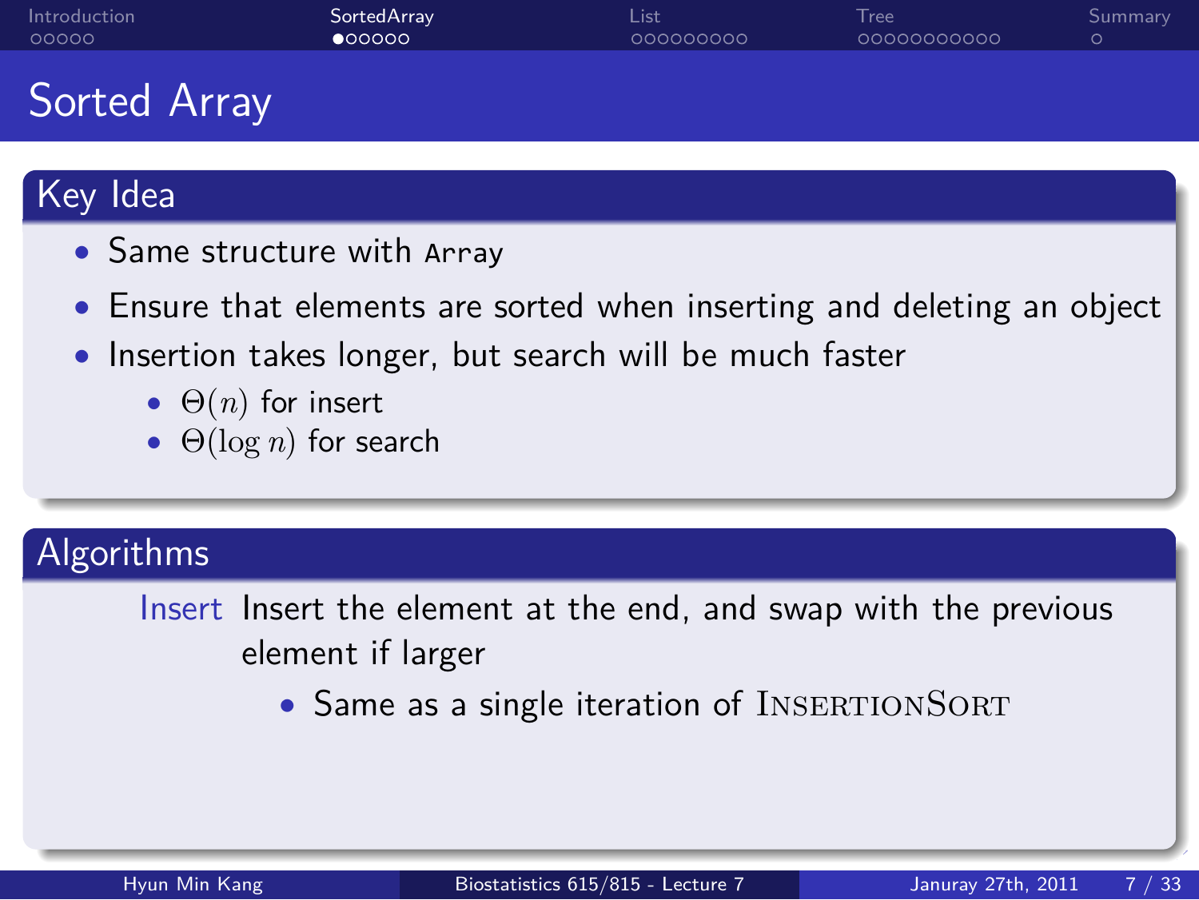# Sorted Array

## Key Idea

- Same structure with `Array`
- Ensure that elements are sorted when inserting and deleting an object
- Insertion takes longer, but search will be much faster
  - $\Theta(n)$ for insert
  - $\Theta(\log n)$ for search

## Algorithms

**Insert** Insert the element at the end, and swap with the previous element if larger

- Same as a single iteration of InsertionSort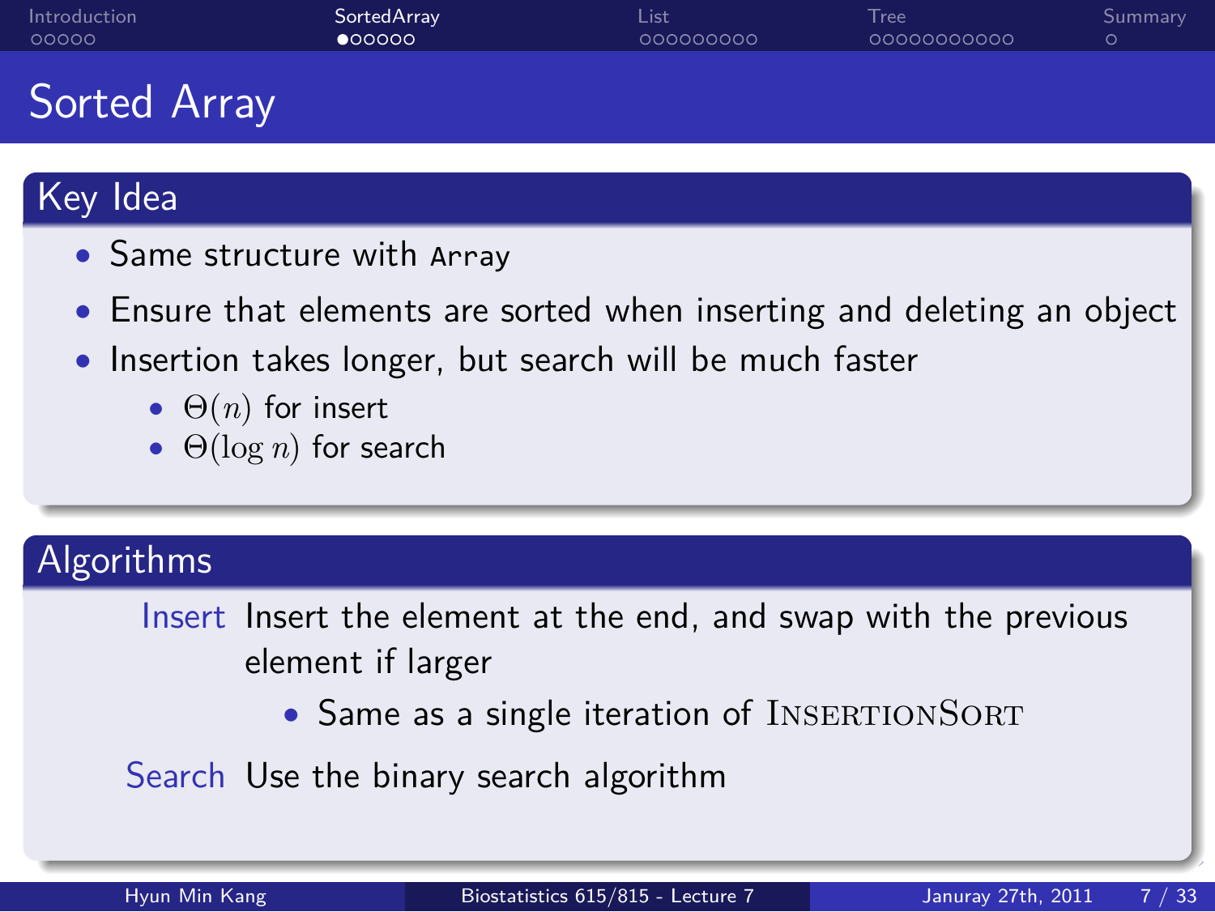# Sorted Array

## Key Idea

- Same structure with `Array`
- Ensure that elements are sorted when inserting and deleting an object
- Insertion takes longer, but search will be much faster
  - $\Theta(n)$ for insert
  - $\Theta(\log n)$ for search

## Algorithms

**Insert** Insert the element at the end, and swap with the previous element if larger

- Same as a single iteration of InsertionSort

**Search** Use the binary search algorithm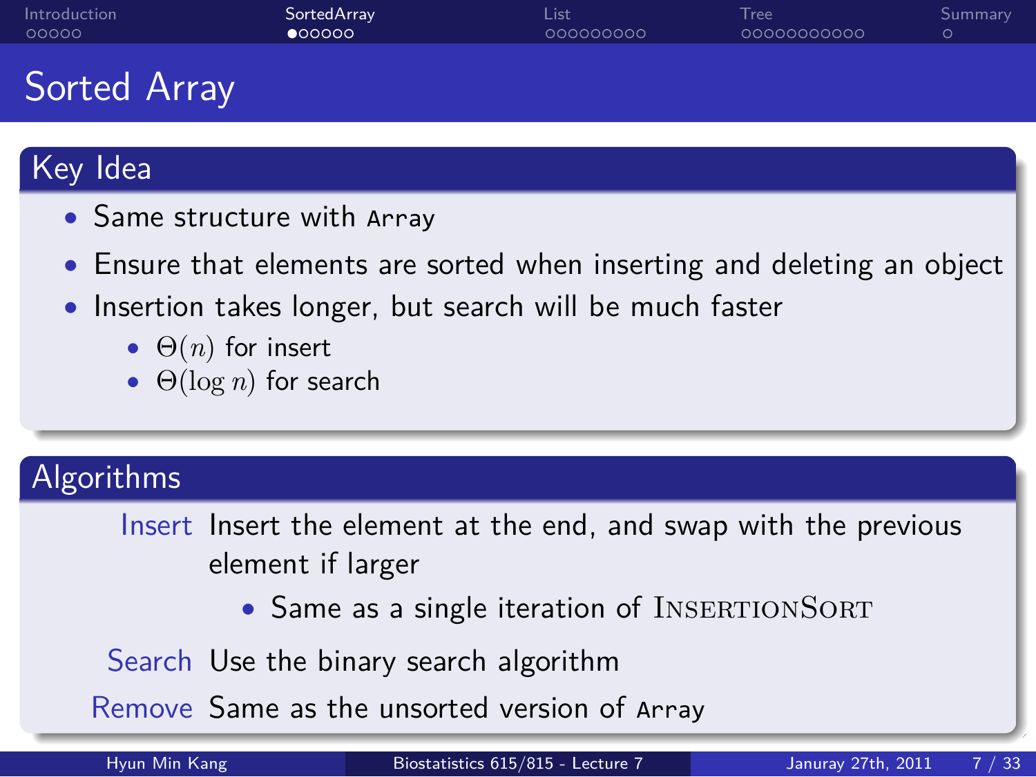# Sorted Array

## Key Idea

- Same structure with `Array`
- Ensure that elements are sorted when inserting and deleting an object
- Insertion takes longer, but search will be much faster
  - $\Theta(n)$ for insert
  - $\Theta(\log n)$ for search

## Algorithms

**Insert** Insert the element at the end, and swap with the previous element if larger

- Same as a single iteration of InsertionSort

**Search** Use the binary search algorithm

**Remove** Same as the unsorted version of `Array`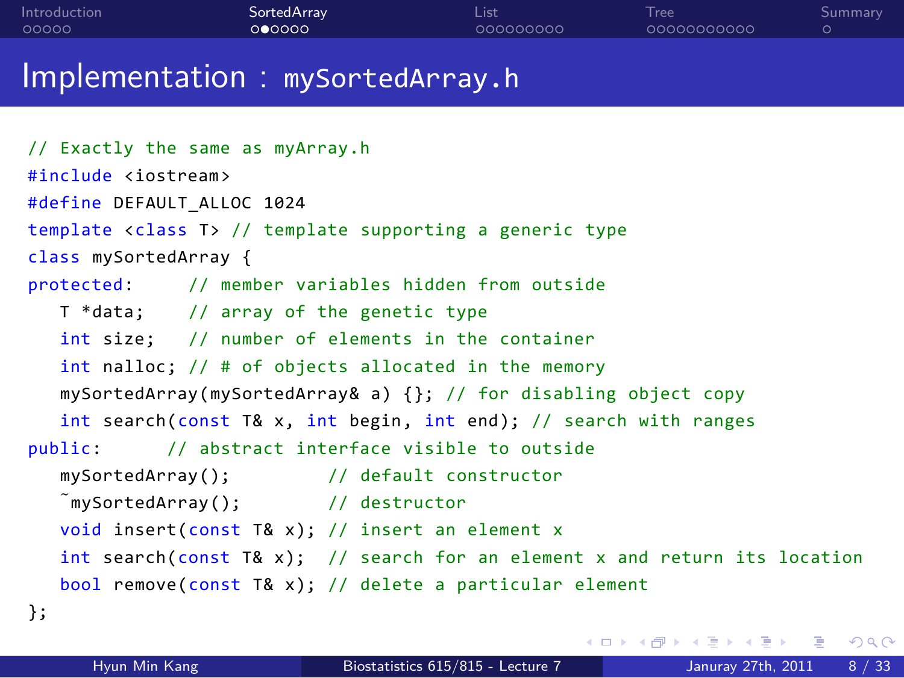# Implementation : mySortedArray.h

```
// Exactly the same as myArray.h
#include <iostream>
#define DEFAULT_ALLOC 1024
template <class T> // template supporting a generic type
class mySortedArray {
protected:     // member variables hidden from outside
   T *data;    // array of the genetic type
   int size;   // number of elements in the container
   int nalloc; // # of objects allocated in the memory
   mySortedArray(mySortedArray& a) {}; // for disabling object copy
   int search(const T& x, int begin, int end); // search with ranges
public:      // abstract interface visible to outside
   mySortedArray();         // default constructor
   ~mySortedArray();        // destructor
   void insert(const T& x); // insert an element x
   int search(const T& x);  // search for an element x and return its location
   bool remove(const T& x); // delete a particular element
};
```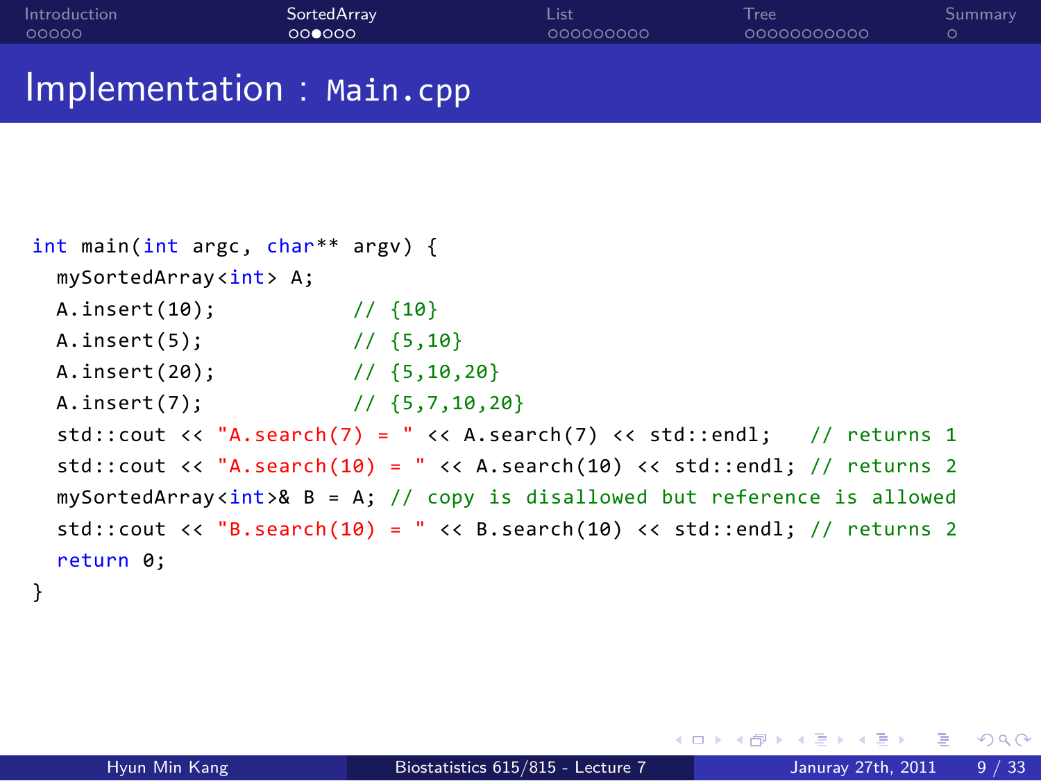## Implementation : Main.cpp

```cpp
int main(int argc, char** argv) {
  mySortedArray<int> A;
  A.insert(10);           // {10}
  A.insert(5);            // {5,10}
  A.insert(20);           // {5,10,20}
  A.insert(7);            // {5,7,10,20}
  std::cout << "A.search(7) = " << A.search(7) << std::endl;   // returns 1
  std::cout << "A.search(10) = " << A.search(10) << std::endl; // returns 2
  mySortedArray<int>& B = A; // copy is disallowed but reference is allowed
  std::cout << "B.search(10) = " << B.search(10) << std::endl; // returns 2
  return 0;
}
```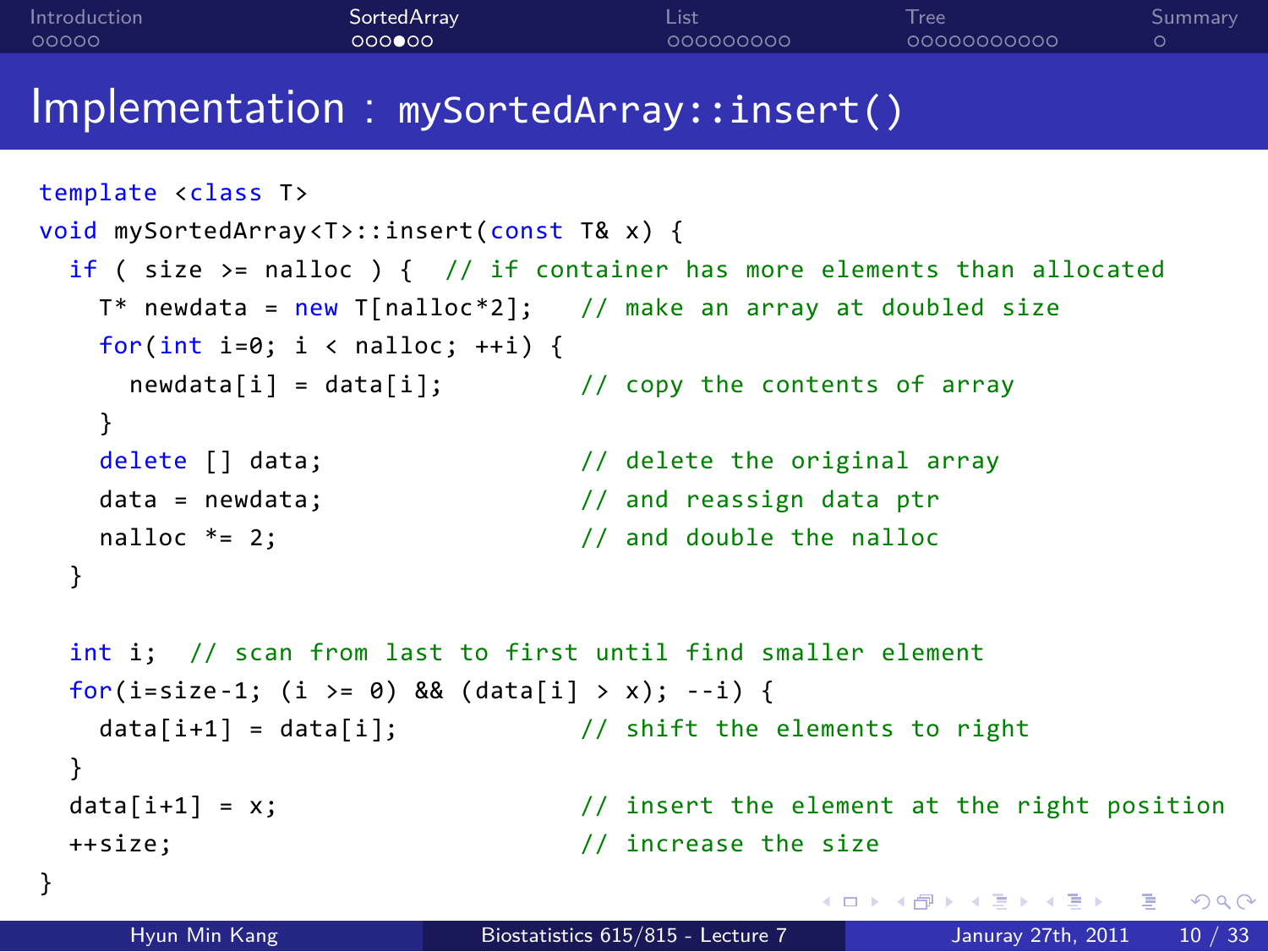# Implementation : mySortedArray::insert()

```cpp
template <class T>
void mySortedArray<T>::insert(const T& x) {
  if ( size >= nalloc ) {  // if container has more elements than allocated
    T* newdata = new T[nalloc*2];   // make an array at doubled size
    for(int i=0; i < nalloc; ++i) {
      newdata[i] = data[i];         // copy the contents of array
    }
    delete [] data;                 // delete the original array
    data = newdata;                 // and reassign data ptr
    nalloc *= 2;                    // and double the nalloc
  }

  int i;  // scan from last to first until find smaller element
  for(i=size-1; (i >= 0) && (data[i] > x); --i) {
    data[i+1] = data[i];            // shift the elements to right
  }
  data[i+1] = x;                    // insert the element at the right position
  ++size;                           // increase the size
}
```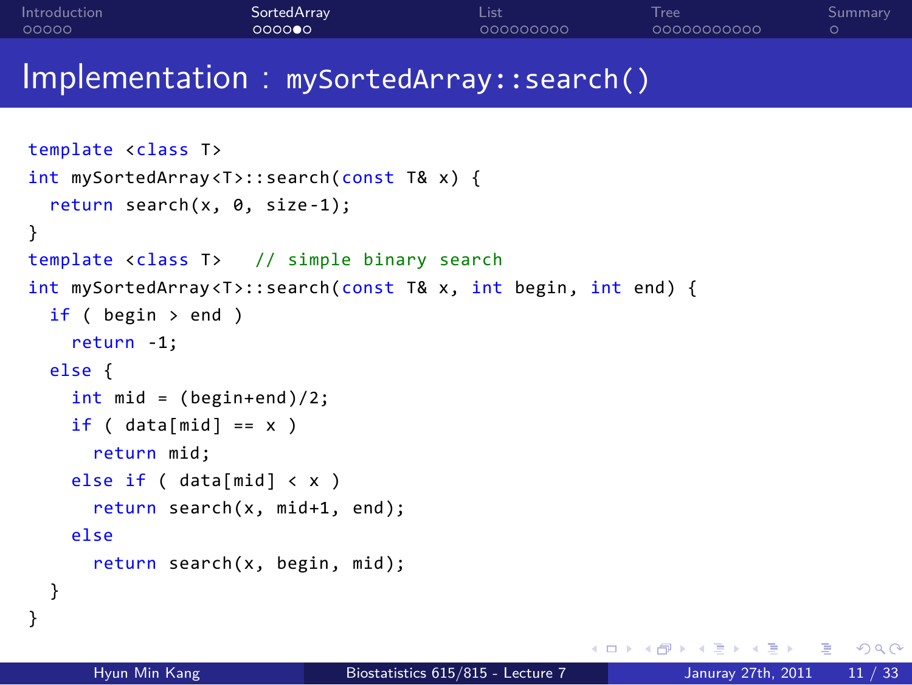# Implementation : `mySortedArray::search()`

```cpp
template <class T>
int mySortedArray<T>::search(const T& x) {
  return search(x, 0, size-1);
}
template <class T>   // simple binary search
int mySortedArray<T>::search(const T& x, int begin, int end) {
  if ( begin > end )
    return -1;
  else {
    int mid = (begin+end)/2;
    if ( data[mid] == x )
      return mid;
    else if ( data[mid] < x )
      return search(x, mid+1, end);
    else
      return search(x, begin, mid);
  }
}
```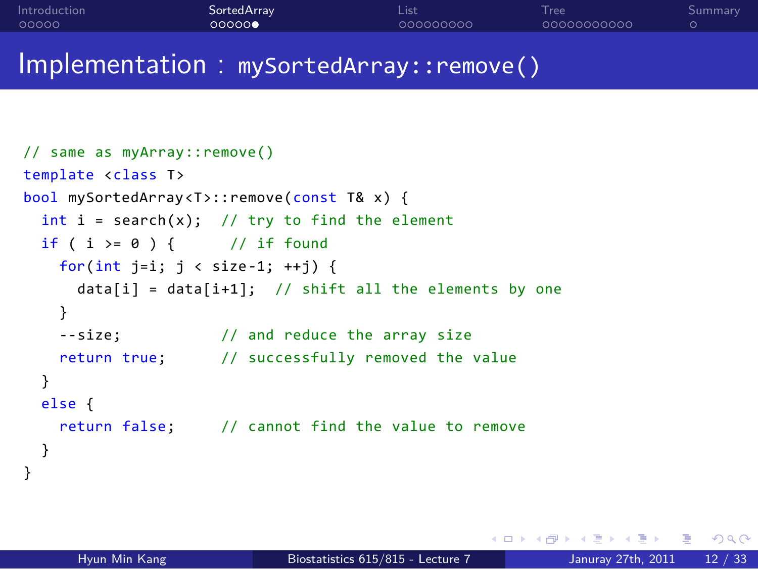# Implementation : `mySortedArray::remove()`

```cpp
// same as myArray::remove()
template <class T>
bool mySortedArray<T>::remove(const T& x) {
  int i = search(x);  // try to find the element
  if ( i >= 0 ) {      // if found
    for(int j=i; j < size-1; ++j) {
      data[i] = data[i+1];  // shift all the elements by one
    }
    --size;           // and reduce the array size
    return true;      // successfully removed the value
  }
  else {
    return false;     // cannot find the value to remove
  }
}
```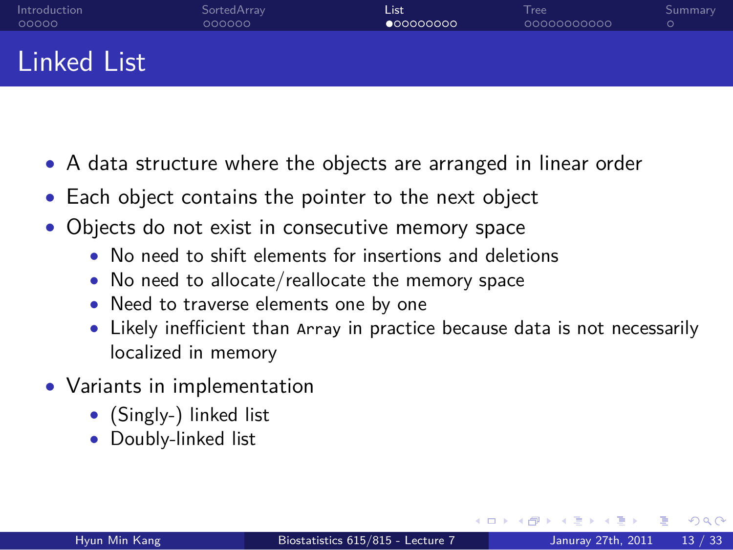# Linked List

- A data structure where the objects are arranged in linear order
- Each object contains the pointer to the next object
- Objects do not exist in consecutive memory space
  - No need to shift elements for insertions and deletions
  - No need to allocate/reallocate the memory space
  - Need to traverse elements one by one
  - Likely inefficient than `Array` in practice because data is not necessarily localized in memory
- Variants in implementation
  - (Singly-) linked list
  - Doubly-linked list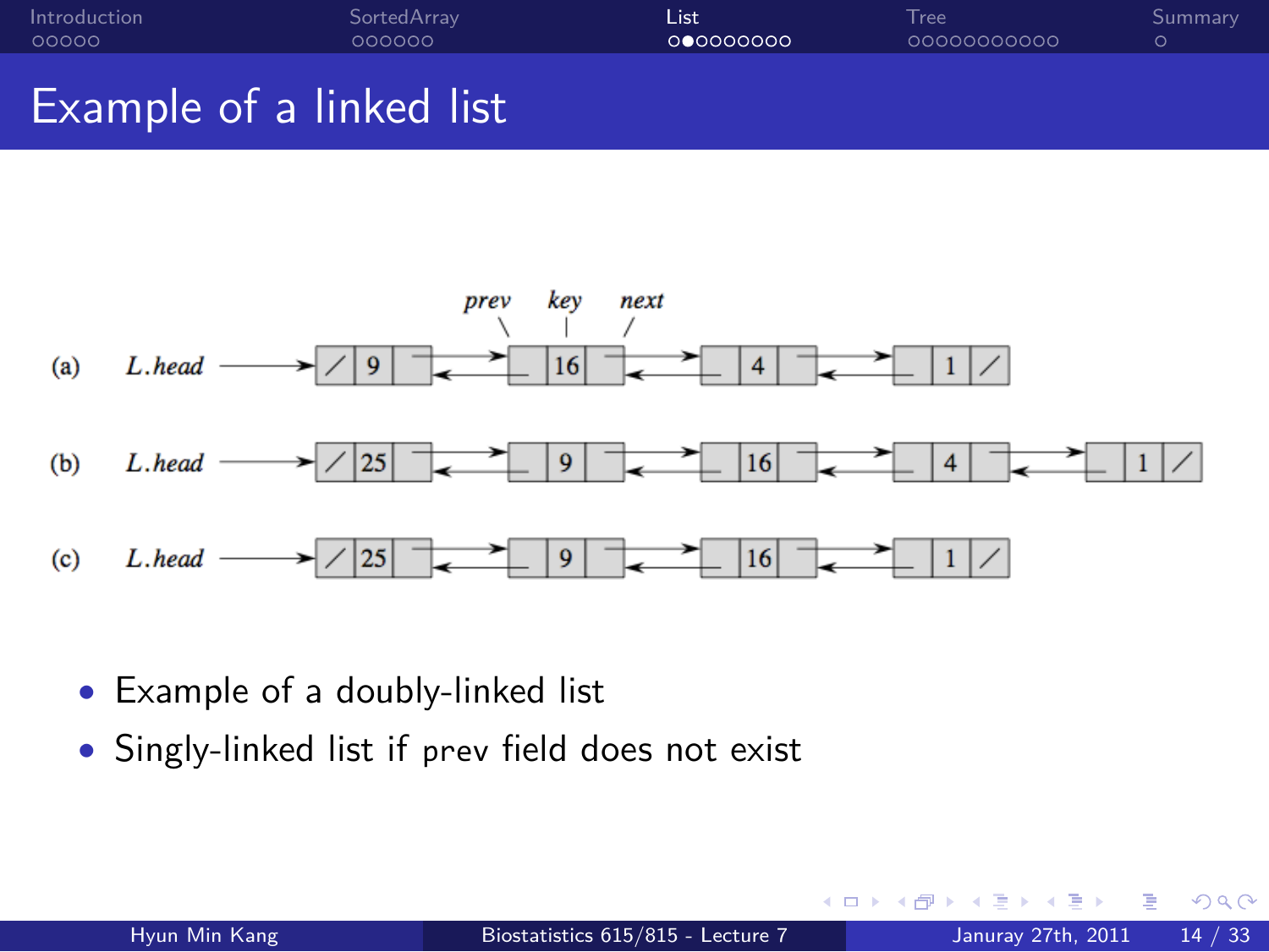# Example of a linked list

- Example of a doubly-linked list
- Singly-linked list if `prev` field does not exist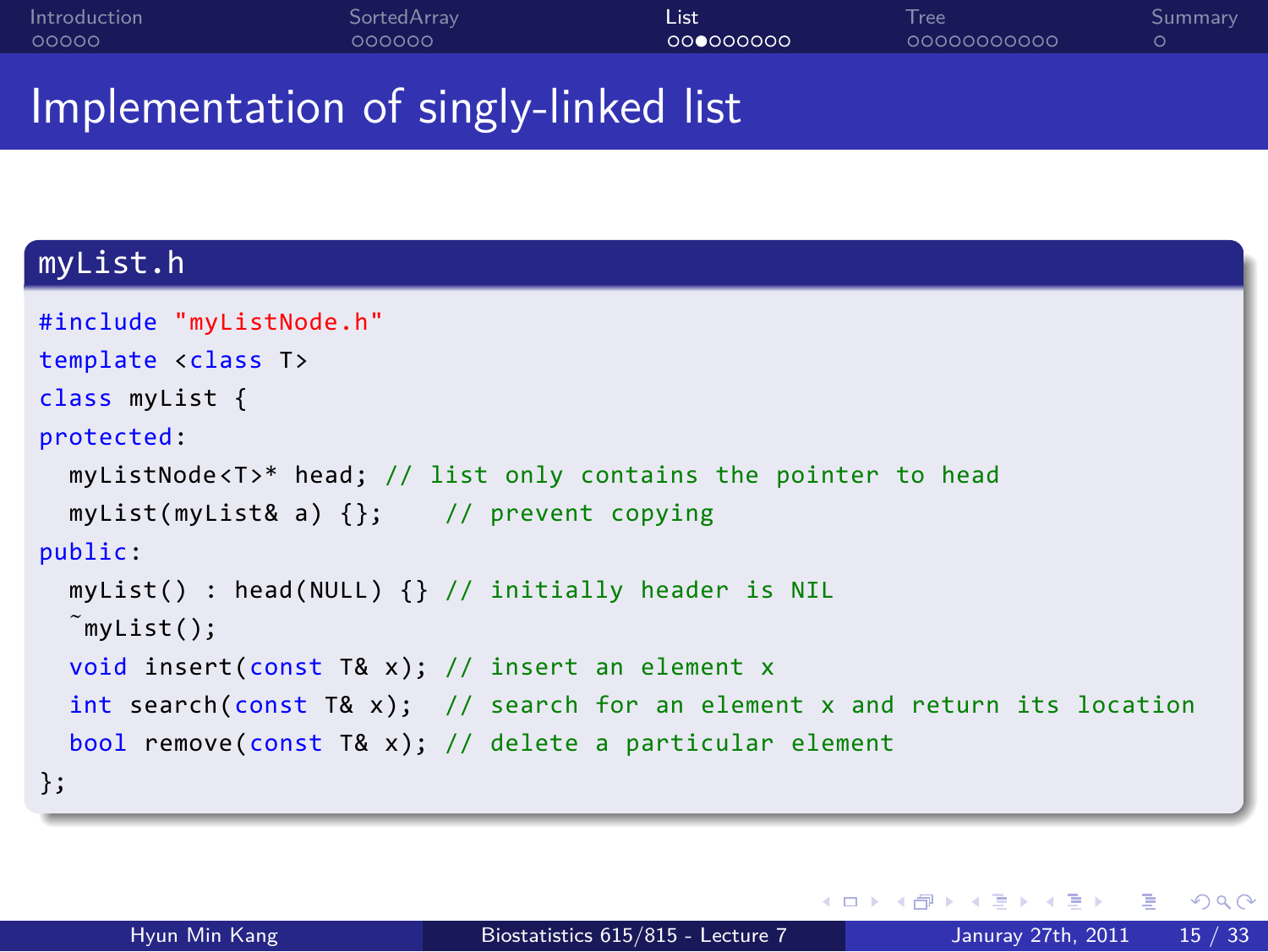# Implementation of singly-linked list

**myList.h**

```
#include "myListNode.h"
template <class T>
class myList {
protected:
  myListNode<T>* head; // list only contains the pointer to head
  myList(myList& a) {};    // prevent copying
public:
  myList() : head(NULL) {} // initially header is NIL
  ~myList();
  void insert(const T& x); // insert an element x
  int search(const T& x);  // search for an element x and return its location
  bool remove(const T& x); // delete a particular element
};
```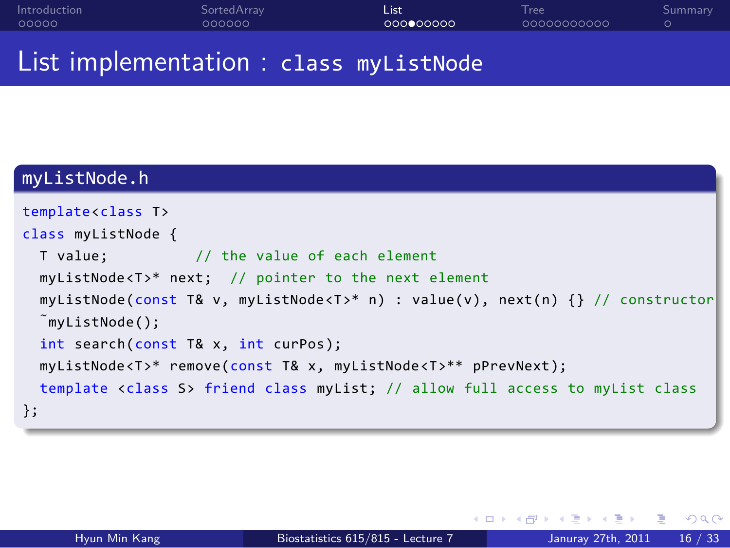# List implementation : class myListNode

**myListNode.h**

```
template<class T>
class myListNode {
  T value;          // the value of each element
  myListNode<T>* next;  // pointer to the next element
  myListNode(const T& v, myListNode<T>* n) : value(v), next(n) {} // constructor
  ~myListNode();
  int search(const T& x, int curPos);
  myListNode<T>* remove(const T& x, myListNode<T>** pPrevNext);
  template <class S> friend class myList; // allow full access to myList class
};
```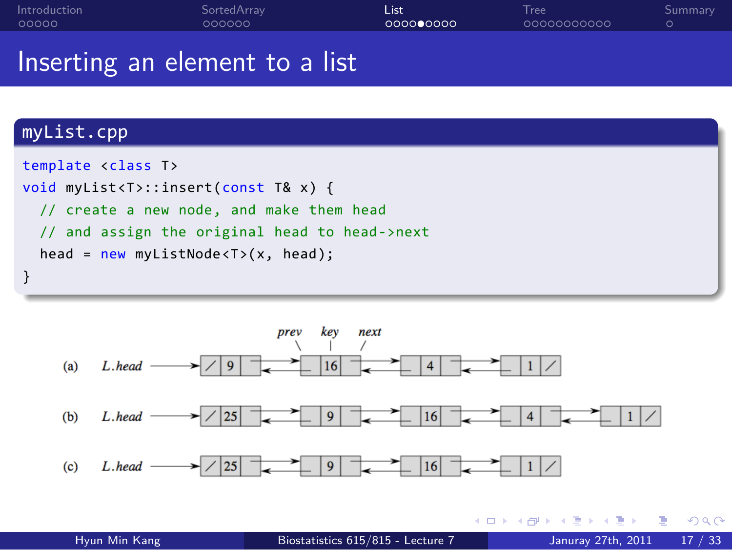# Inserting an element to a list

**myList.cpp**

```
template <class T>
void myList<T>::insert(const T& x) {
  // create a new node, and make them head
  // and assign the original head to head->next
  head = new myListNode<T>(x, head);
}
```

(a) *L.head* → [/ | 9 | ] ⇄ [ | 16 | ] ⇄ [ | 4 | ] ⇄ [ | 1 | /]  (fields: *prev*, *key*, *next*)

(b) *L.head* → [/ | 25 | ] ⇄ [ | 9 | ] ⇄ [ | 16 | ] ⇄ [ | 4 | ] ⇄ [ | 1 | /]

(c) *L.head* → [/ | 25 | ] ⇄ [ | 9 | ] ⇄ [ | 16 | ] ⇄ [ | 1 | /]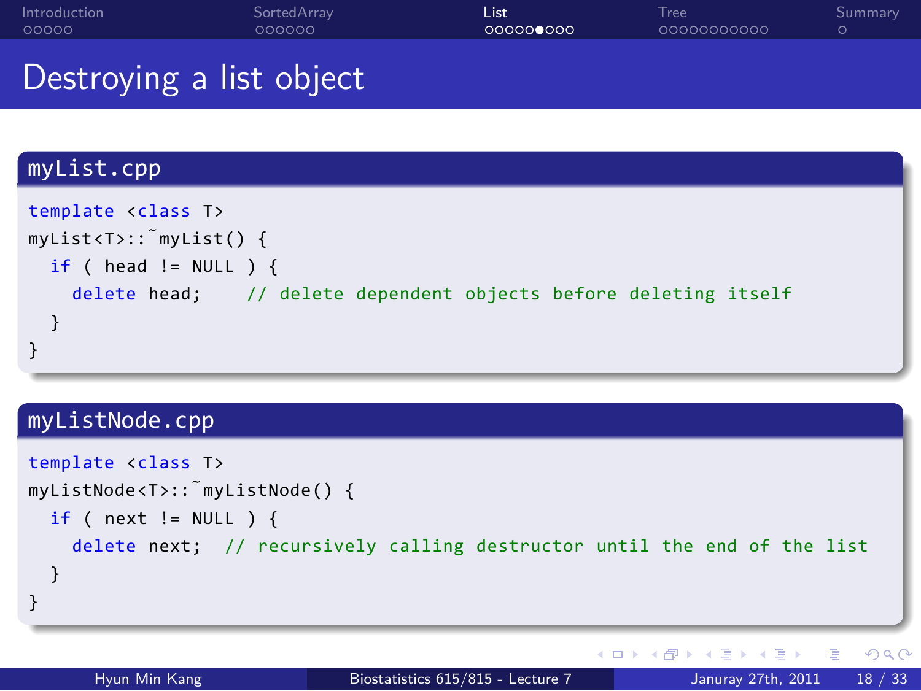# Destroying a list object

**myList.cpp**

```
template <class T>
myList<T>::~myList() {
  if ( head != NULL ) {
    delete head;    // delete dependent objects before deleting itself
  }
}
```

**myListNode.cpp**

```
template <class T>
myListNode<T>::~myListNode() {
  if ( next != NULL ) {
    delete next;  // recursively calling destructor until the end of the list
  }
}
```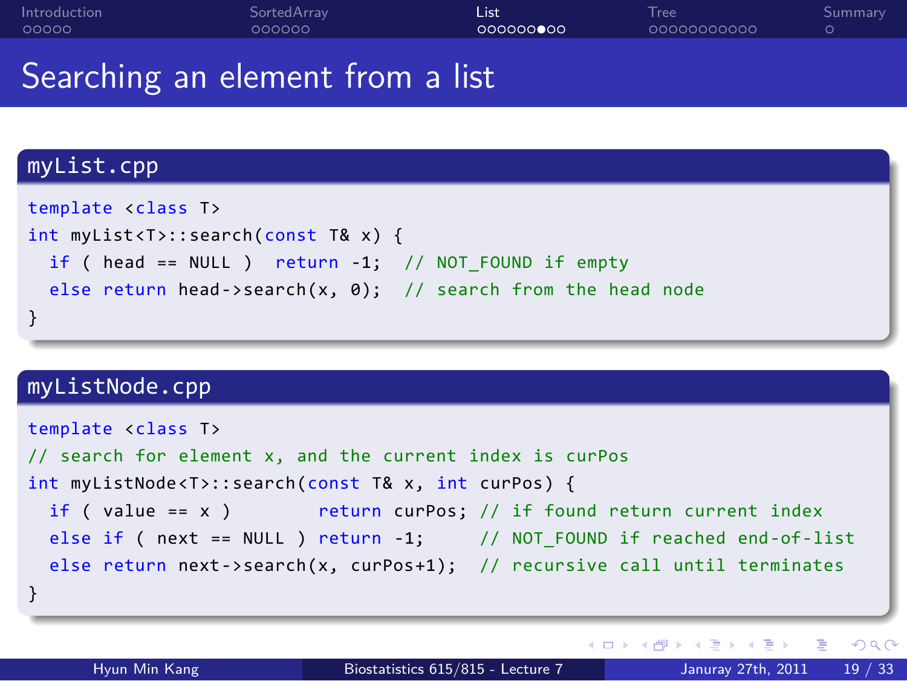# Searching an element from a list

## myList.cpp

```
template <class T>
int myList<T>::search(const T& x) {
  if ( head == NULL )  return -1;  // NOT_FOUND if empty
  else return head->search(x, 0);  // search from the head node
}
```

## myListNode.cpp

```
template <class T>
// search for element x, and the current index is curPos
int myListNode<T>::search(const T& x, int curPos) {
  if ( value == x )        return curPos; // if found return current index
  else if ( next == NULL ) return -1;     // NOT_FOUND if reached end-of-list
  else return next->search(x, curPos+1);  // recursive call until terminates
}
```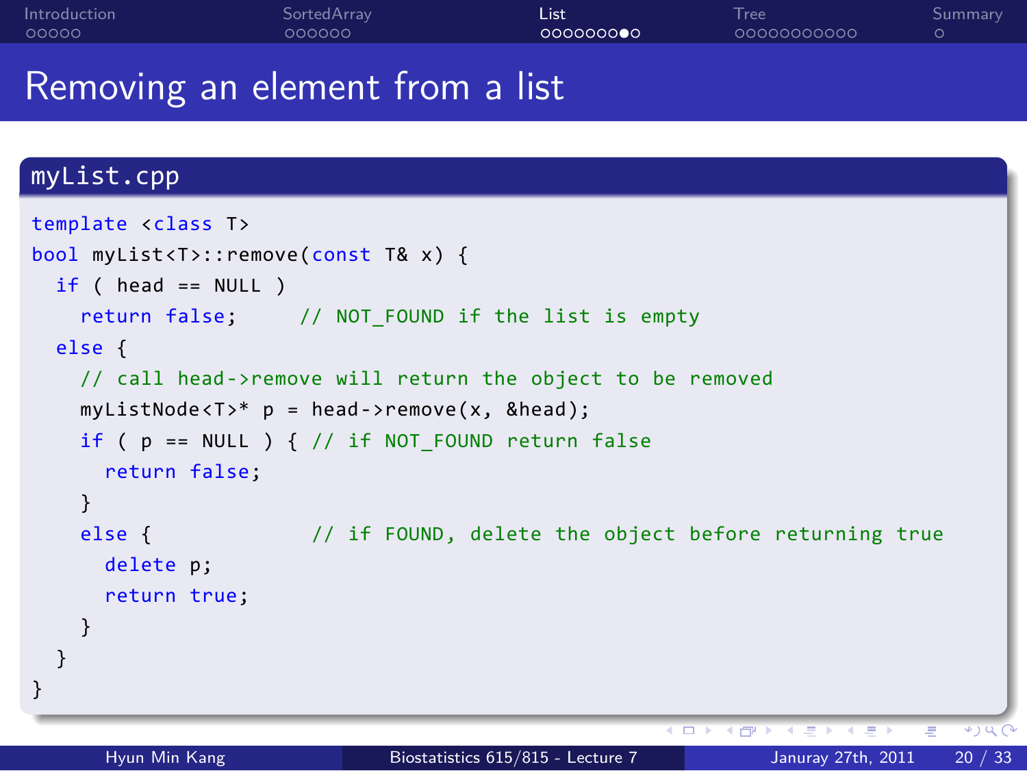# Removing an element from a list

**myList.cpp**

```
template <class T>
bool myList<T>::remove(const T& x) {
  if ( head == NULL )
    return false;     // NOT_FOUND if the list is empty
  else {
    // call head->remove will return the object to be removed
    myListNode<T>* p = head->remove(x, &head);
    if ( p == NULL ) { // if NOT_FOUND return false
      return false;
    }
    else {             // if FOUND, delete the object before returning true
      delete p;
      return true;
    }
  }
}
```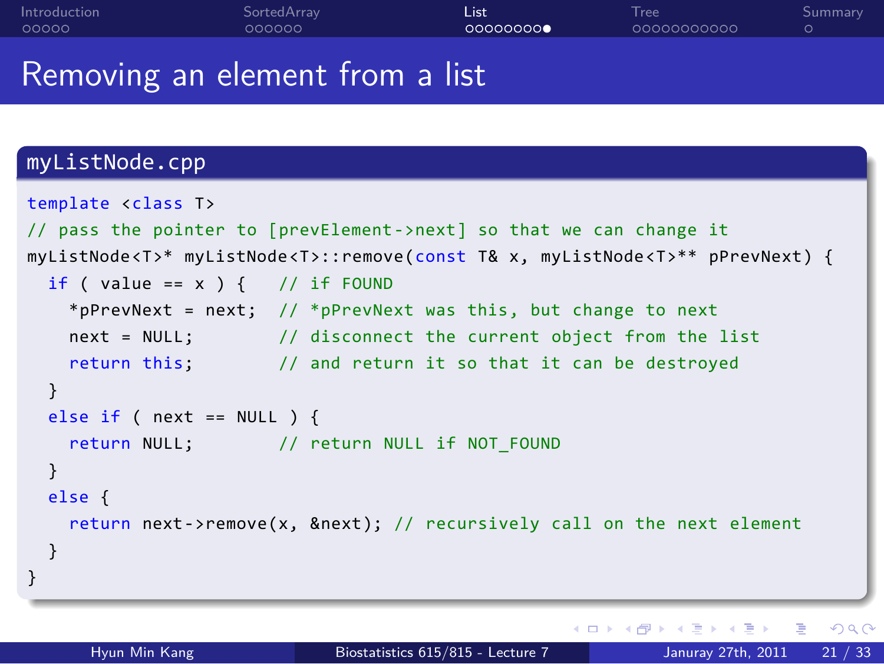# Removing an element from a list

**myListNode.cpp**

```
template <class T>
// pass the pointer to [prevElement->next] so that we can change it
myListNode<T>* myListNode<T>::remove(const T& x, myListNode<T>** pPrevNext) {
  if ( value == x ) {   // if FOUND
    *pPrevNext = next;  // *pPrevNext was this, but change to next
    next = NULL;        // disconnect the current object from the list
    return this;        // and return it so that it can be destroyed
  }
  else if ( next == NULL ) {
    return NULL;        // return NULL if NOT_FOUND
  }
  else {
    return next->remove(x, &next); // recursively call on the next element
  }
}
```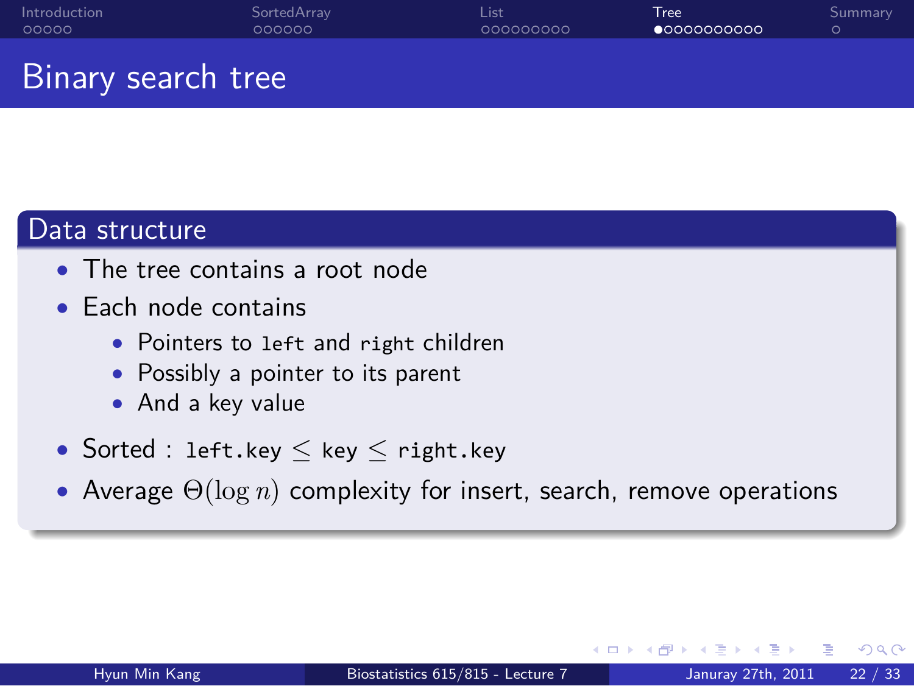# Binary search tree

## Data structure

- The tree contains a root node
- Each node contains
  - Pointers to `left` and `right` children
  - Possibly a pointer to its parent
  - And a key value
- Sorted : `left.key` $\leq$ `key` $\leq$ `right.key`
- Average $\Theta(\log n)$ complexity for insert, search, remove operations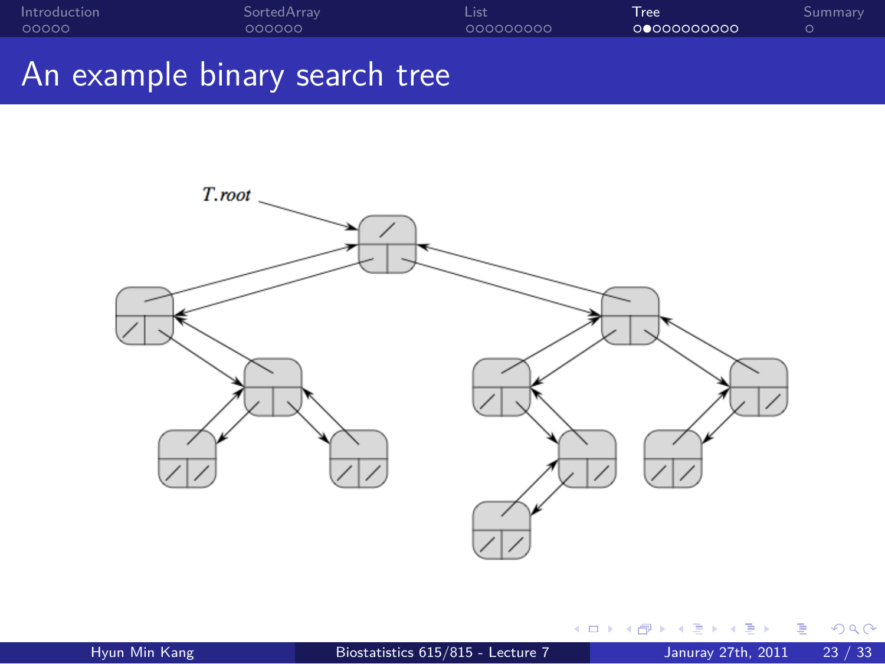# An example binary search tree

T.root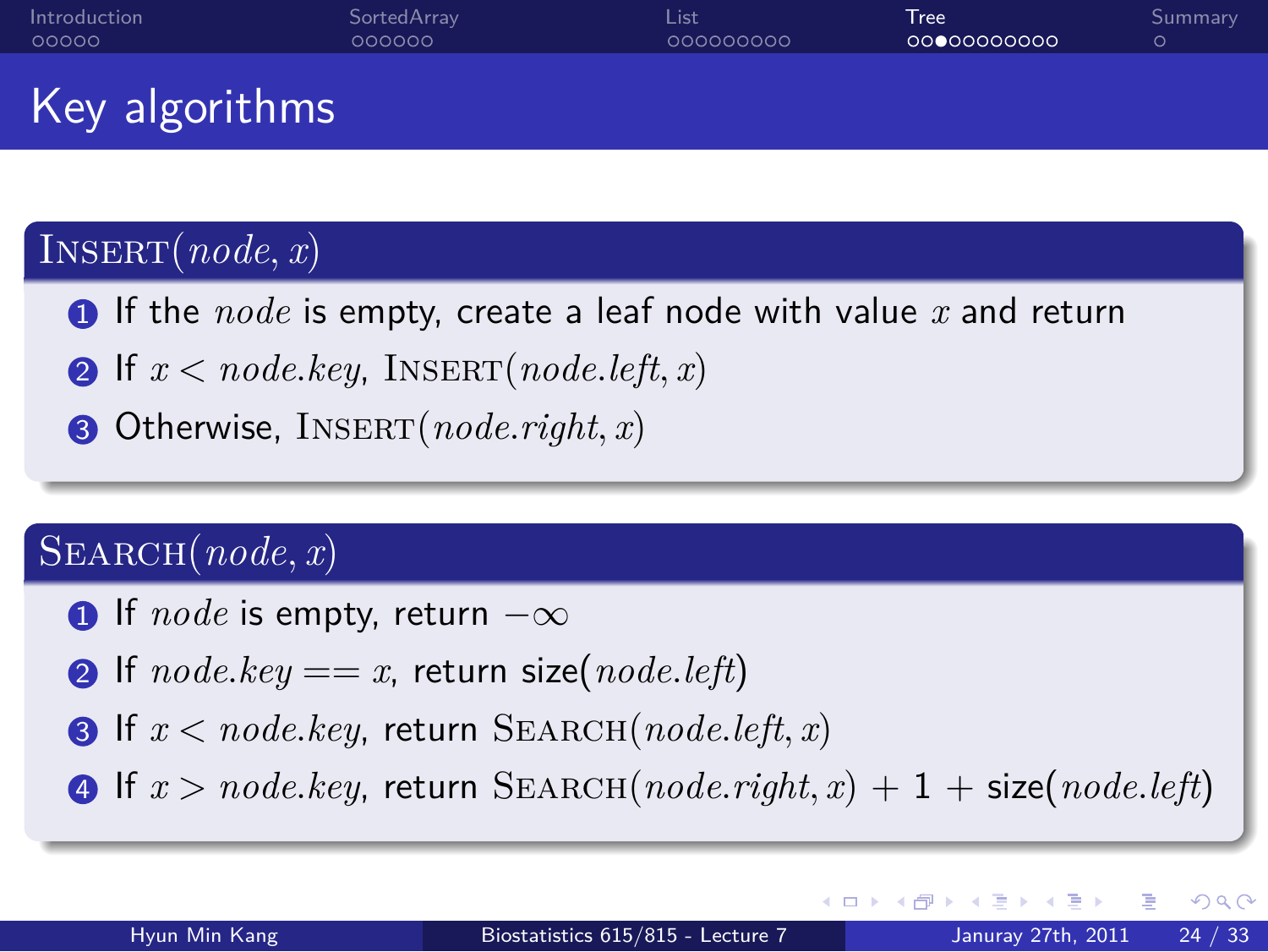# Key algorithms

## INSERT($node, x$)

1. If the $node$ is empty, create a leaf node with value $x$ and return
2. If $x < node.key$, INSERT($node.left, x$)
3. Otherwise, INSERT($node.right, x$)

## SEARCH($node, x$)

1. If $node$ is empty, return $-\infty$
2. If $node.key == x$, return size($node.left$)
3. If $x < node.key$, return SEARCH($node.left, x$)
4. If $x > node.key$, return SEARCH($node.right, x$) $+ 1 +$ size($node.left$)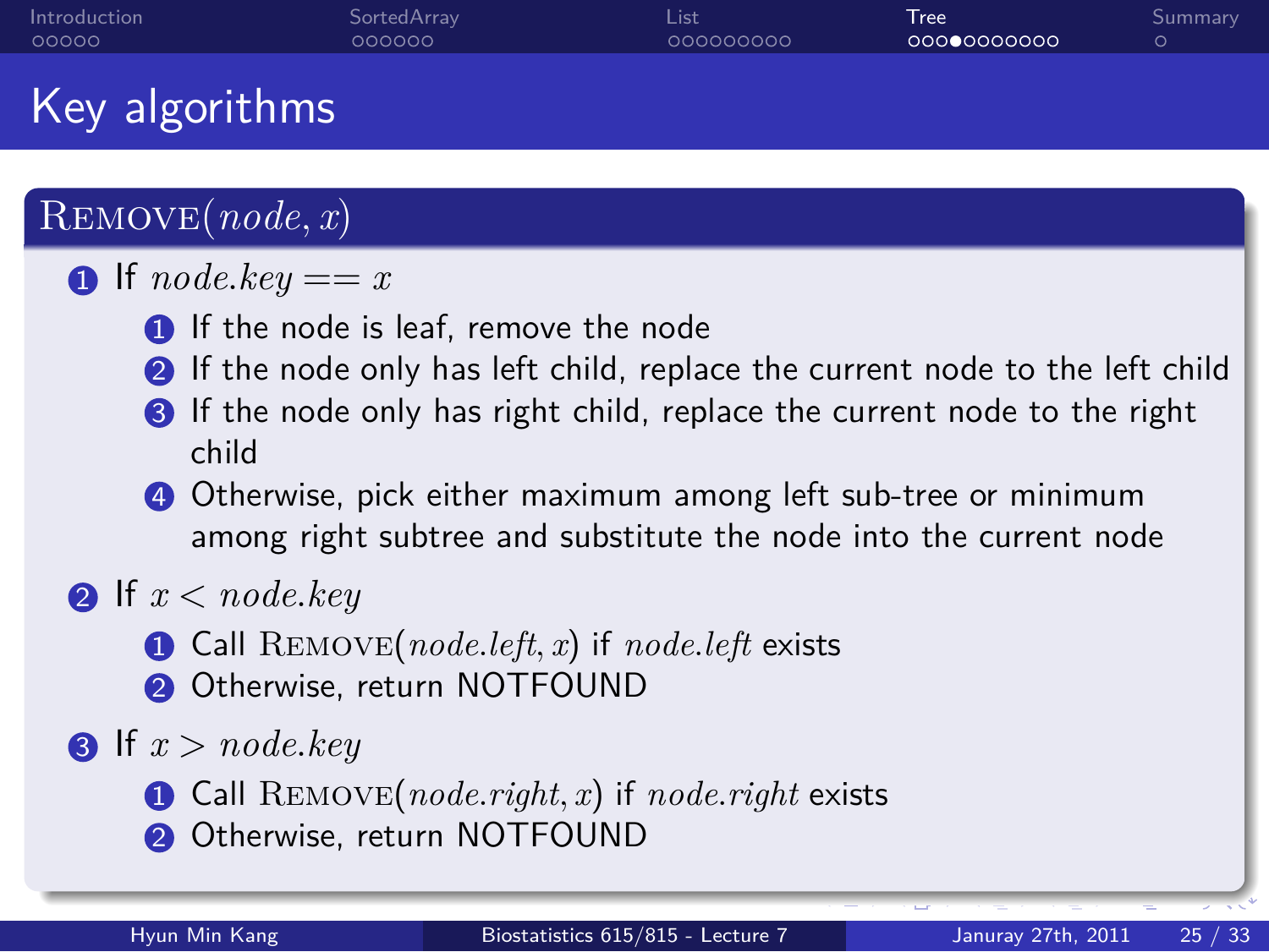# Key algorithms

## $\textsc{Remove}(node, x)$

1. If $node.key == x$
   1. If the node is leaf, remove the node
   2. If the node only has left child, replace the current node to the left child
   3. If the node only has right child, replace the current node to the right child
   4. Otherwise, pick either maximum among left sub-tree or minimum among right subtree and substitute the node into the current node
2. If $x < node.key$
   1. Call $\textsc{Remove}(node.left, x)$ if $node.left$ exists
   2. Otherwise, return NOTFOUND
3. If $x > node.key$
   1. Call $\textsc{Remove}(node.right, x)$ if $node.right$ exists
   2. Otherwise, return NOTFOUND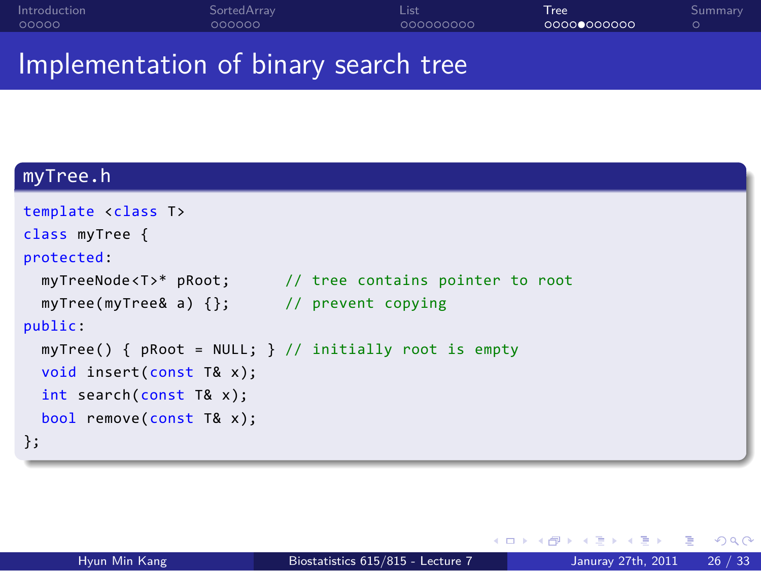# Implementation of binary search tree

**myTree.h**

```
template <class T>
class myTree {
protected:
  myTreeNode<T>* pRoot;       // tree contains pointer to root
  myTree(myTree& a) {};       // prevent copying
public:
  myTree() { pRoot = NULL; } // initially root is empty
  void insert(const T& x);
  int search(const T& x);
  bool remove(const T& x);
};
```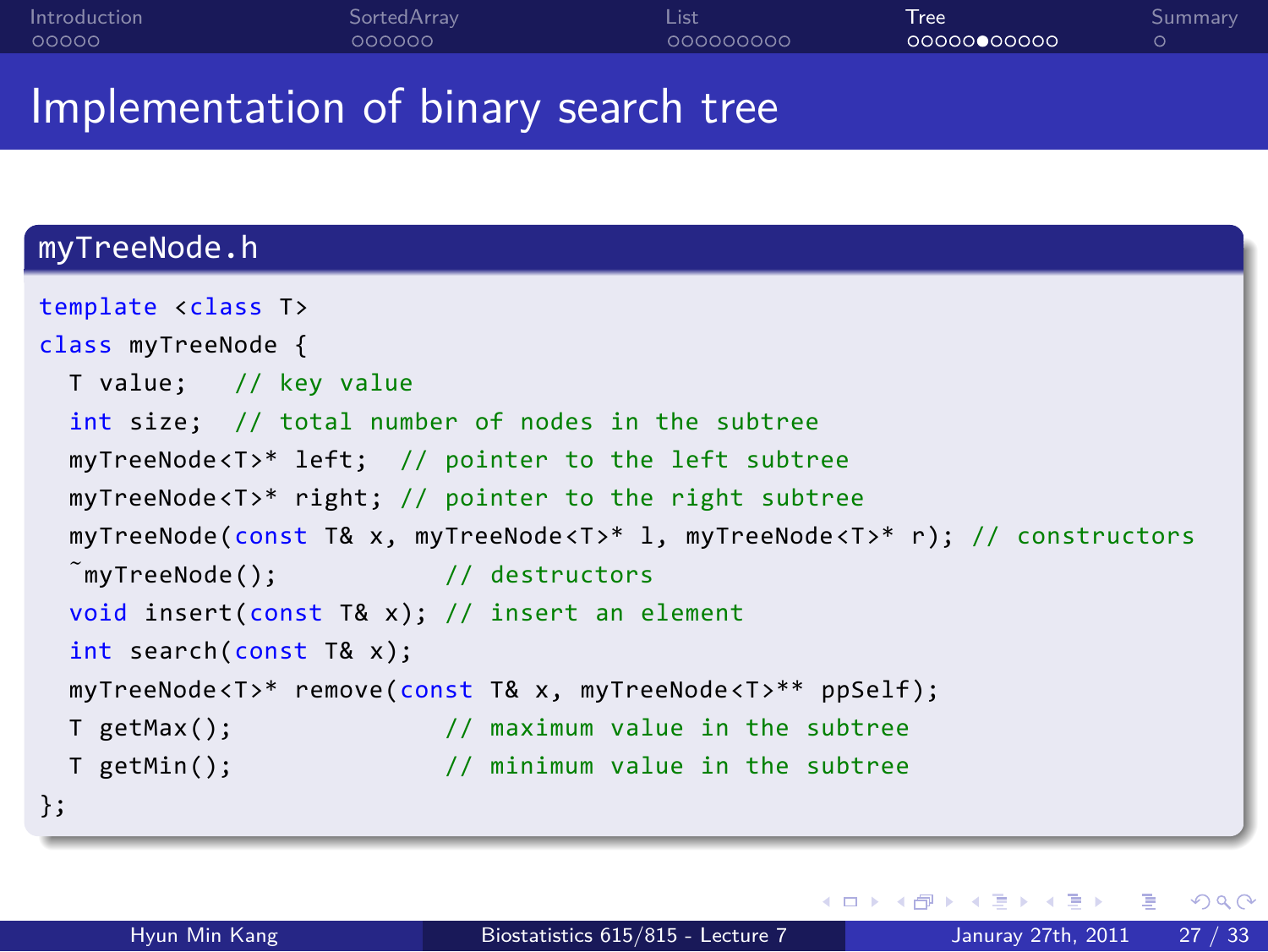# Implementation of binary search tree

### myTreeNode.h

```
template <class T>
class myTreeNode {
  T value;    // key value
  int size;  // total number of nodes in the subtree
  myTreeNode<T>* left;  // pointer to the left subtree
  myTreeNode<T>* right; // pointer to the right subtree
  myTreeNode(const T& x, myTreeNode<T>* l, myTreeNode<T>* r); // constructors
  ~myTreeNode();            // destructors
  void insert(const T& x); // insert an element
  int search(const T& x);
  myTreeNode<T>* remove(const T& x, myTreeNode<T>** ppSelf);
  T getMax();               // maximum value in the subtree
  T getMin();               // minimum value in the subtree
};
```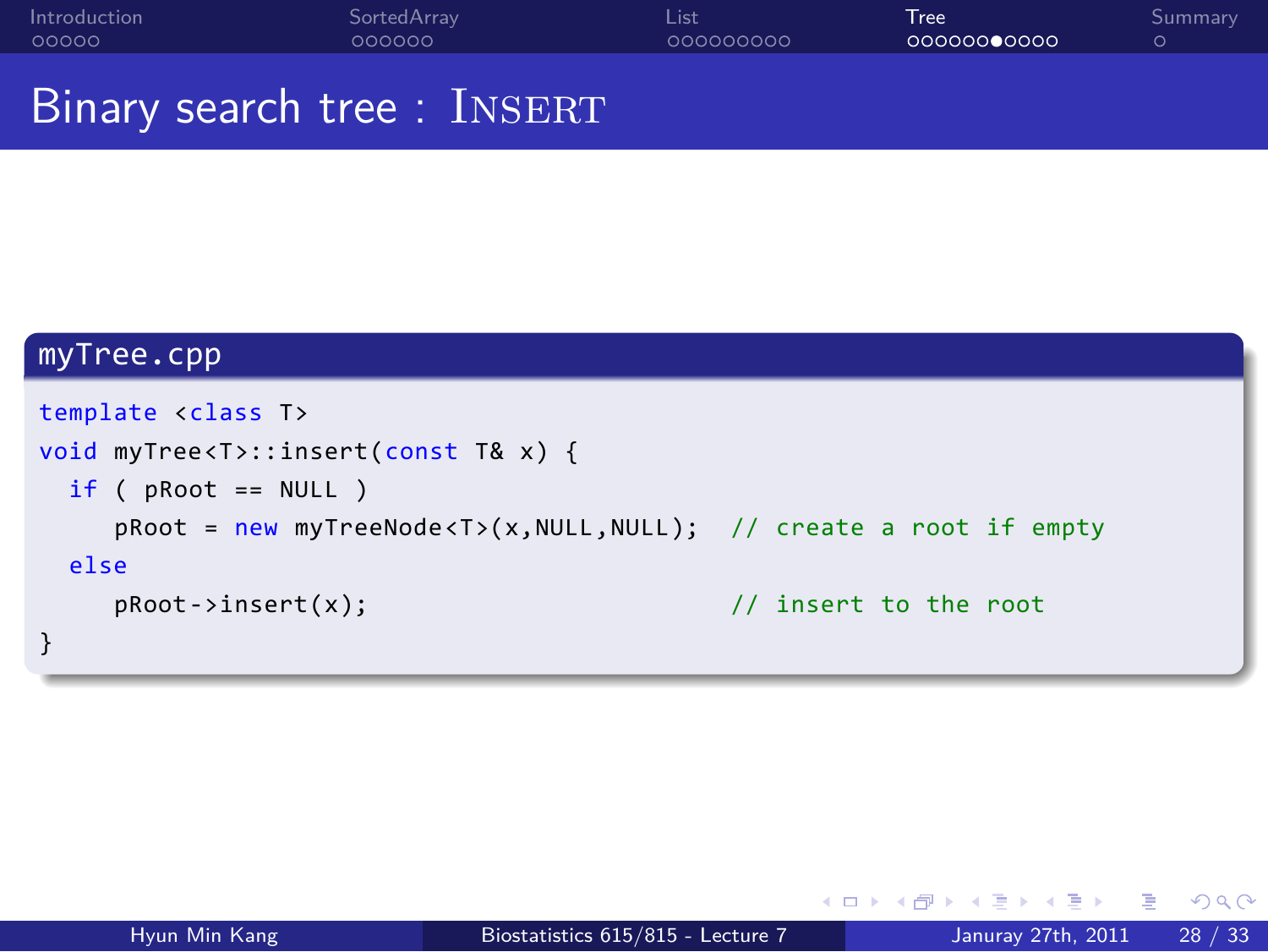# Binary search tree : INSERT

**myTree.cpp**

```
template <class T>
void myTree<T>::insert(const T& x) {
  if ( pRoot == NULL )
     pRoot = new myTreeNode<T>(x,NULL,NULL);  // create a root if empty
  else
     pRoot->insert(x);                        // insert to the root
}
```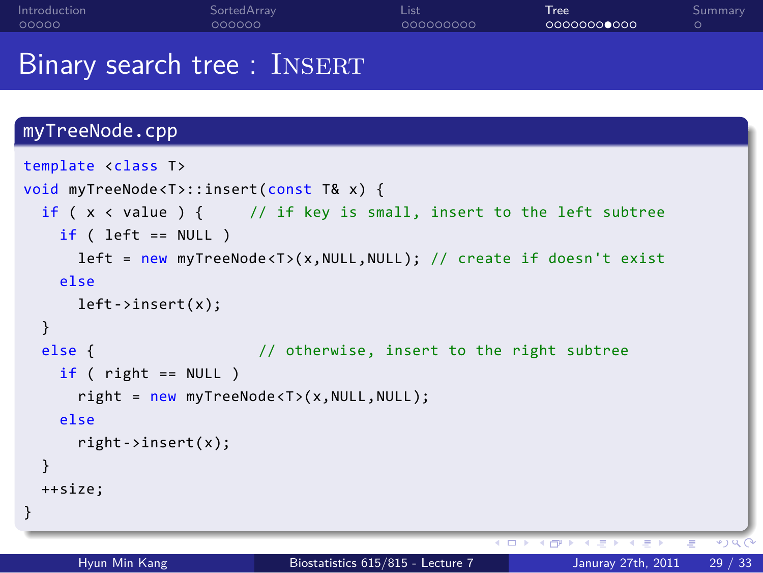# Binary search tree : INSERT

**myTreeNode.cpp**

```
template <class T>
void myTreeNode<T>::insert(const T& x) {
  if ( x < value ) {     // if key is small, insert to the left subtree
    if ( left == NULL )
      left = new myTreeNode<T>(x,NULL,NULL); // create if doesn't exist
    else
      left->insert(x);
  }
  else {                   // otherwise, insert to the right subtree
    if ( right == NULL )
      right = new myTreeNode<T>(x,NULL,NULL);
    else
      right->insert(x);
  }
  ++size;
}
```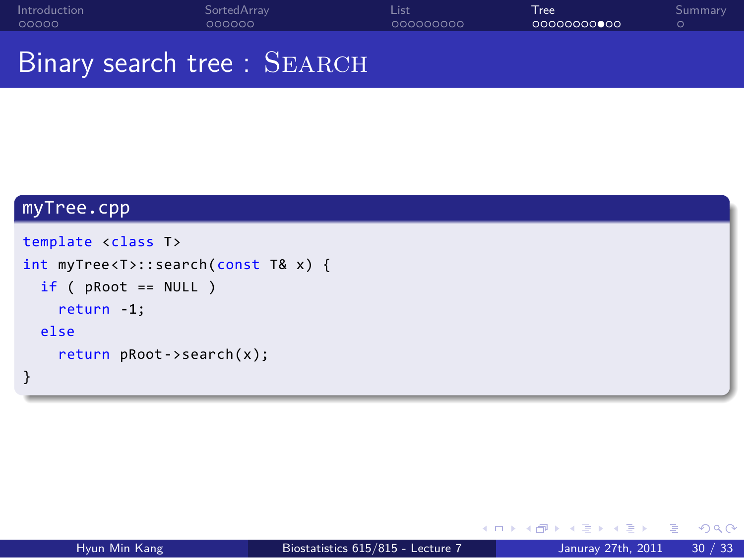# Binary search tree : SEARCH

**myTree.cpp**

```
template <class T>
int myTree<T>::search(const T& x) {
  if ( pRoot == NULL )
    return -1;
  else
    return pRoot->search(x);
}
```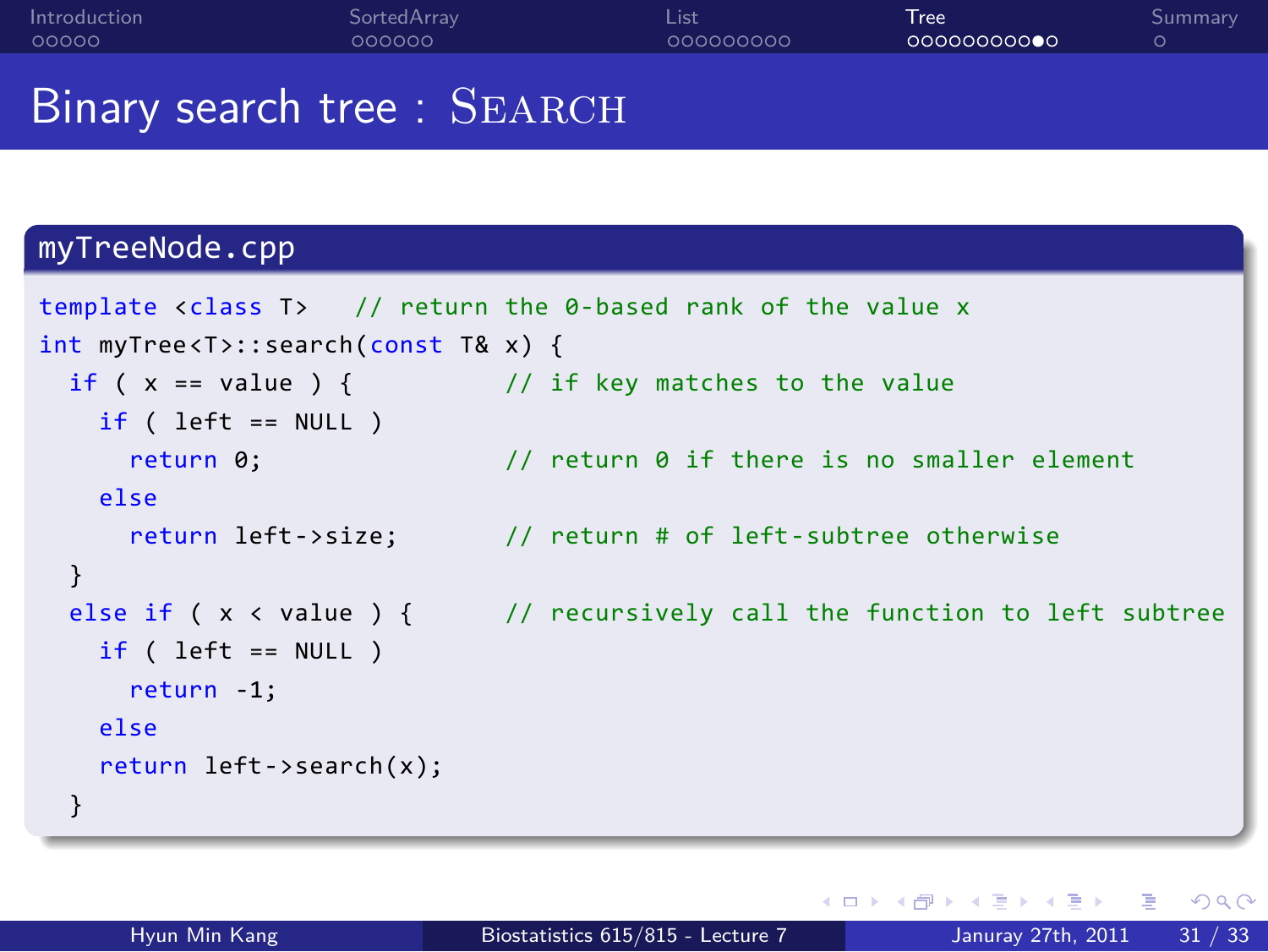# Binary search tree : SEARCH

**myTreeNode.cpp**

```
template <class T>   // return the 0-based rank of the value x
int myTree<T>::search(const T& x) {
  if ( x == value ) {         // if key matches to the value
    if ( left == NULL )
      return 0;               // return 0 if there is no smaller element
    else
      return left->size;      // return # of left-subtree otherwise
  }
  else if ( x < value ) {     // recursively call the function to left subtree
    if ( left == NULL )
      return -1;
    else
    return left->search(x);
  }
```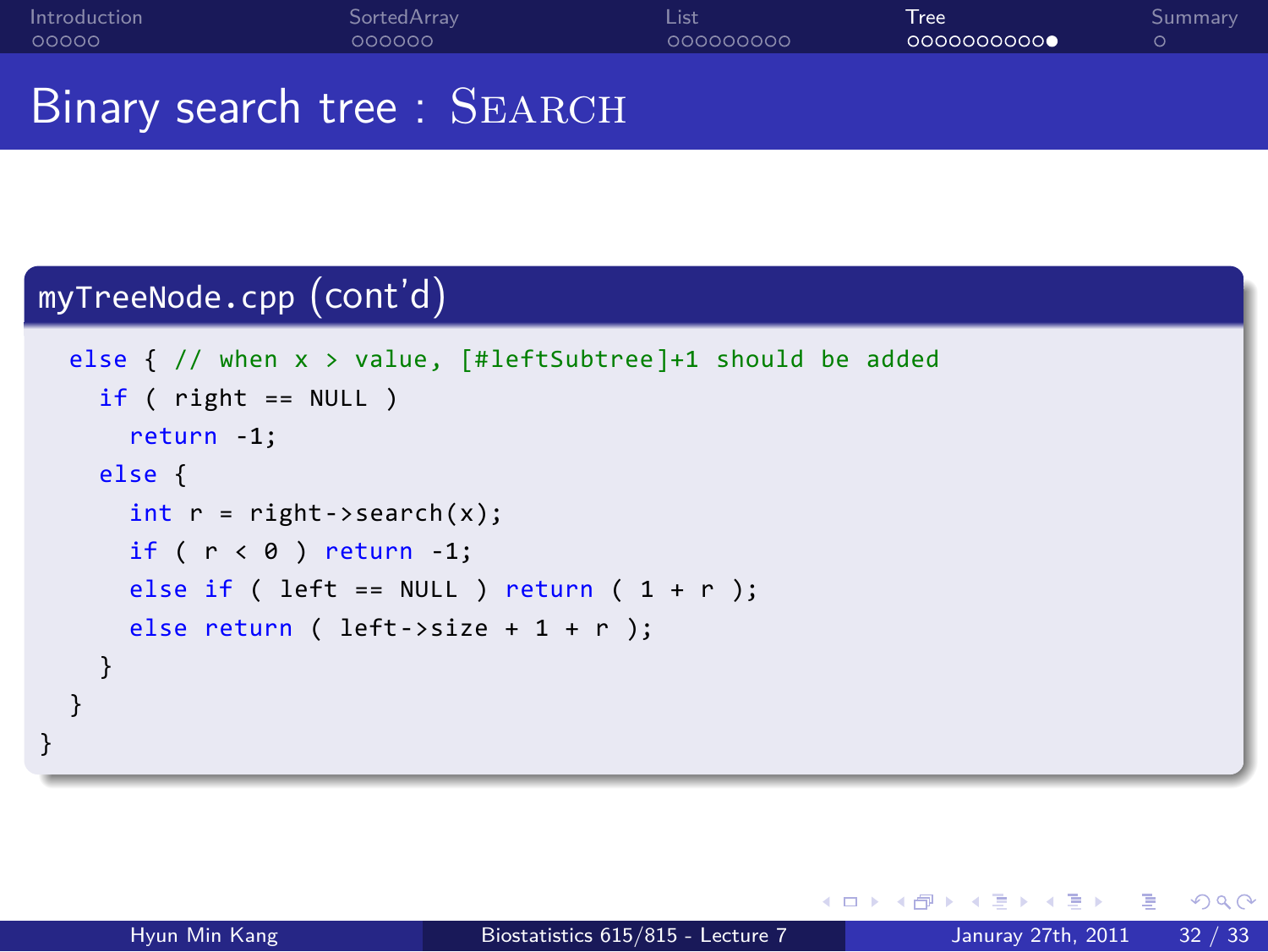# Binary search tree : SEARCH

**myTreeNode.cpp (cont'd)**

```
  else { // when x > value, [#leftSubtree]+1 should be added
    if ( right == NULL )
      return -1;
    else {
      int r = right->search(x);
      if ( r < 0 ) return -1;
      else if ( left == NULL ) return ( 1 + r );
      else return ( left->size + 1 + r );
    }
  }
}
```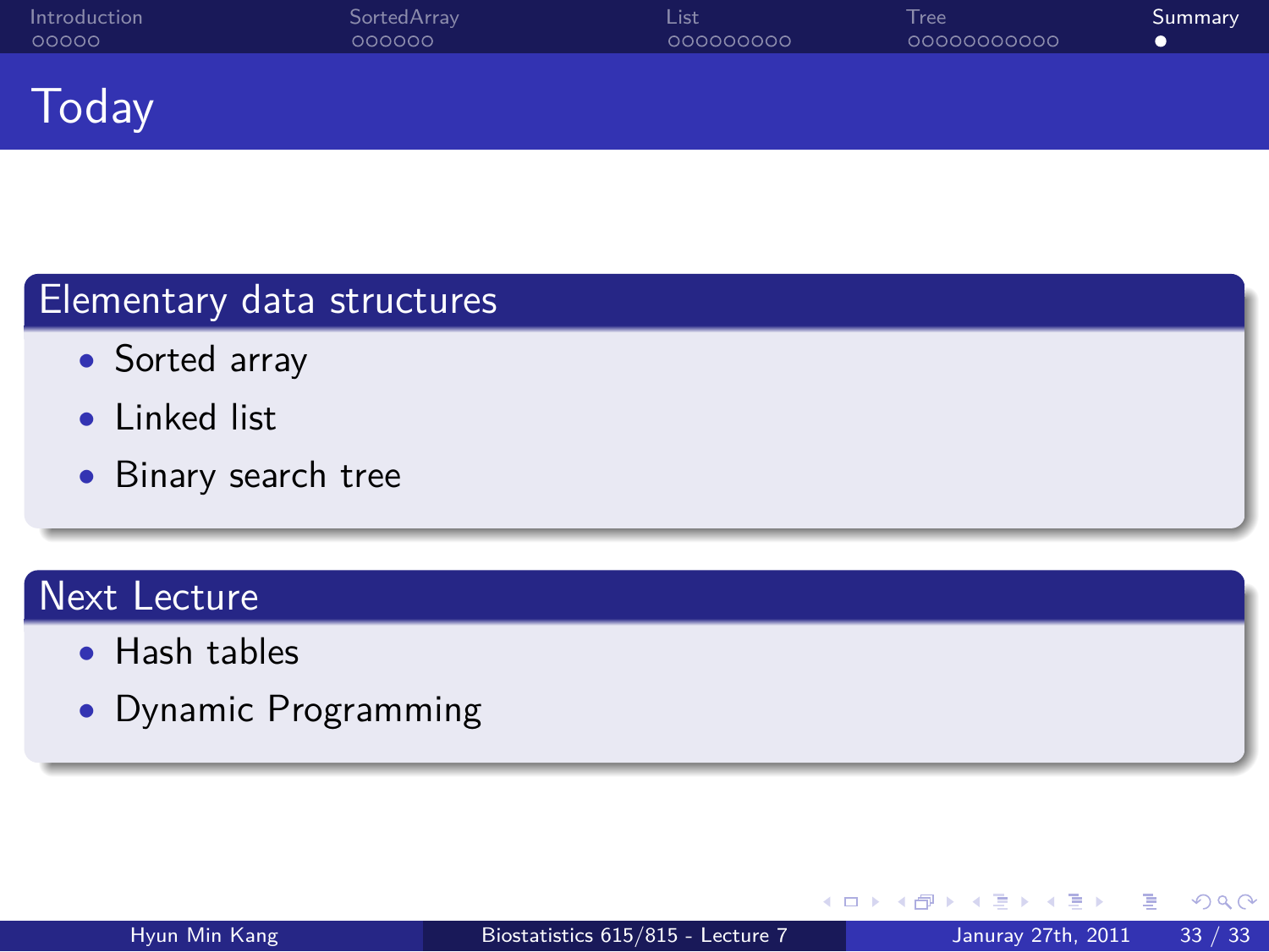# Today

## Elementary data structures

- Sorted array
- Linked list
- Binary search tree

## Next Lecture

- Hash tables
- Dynamic Programming